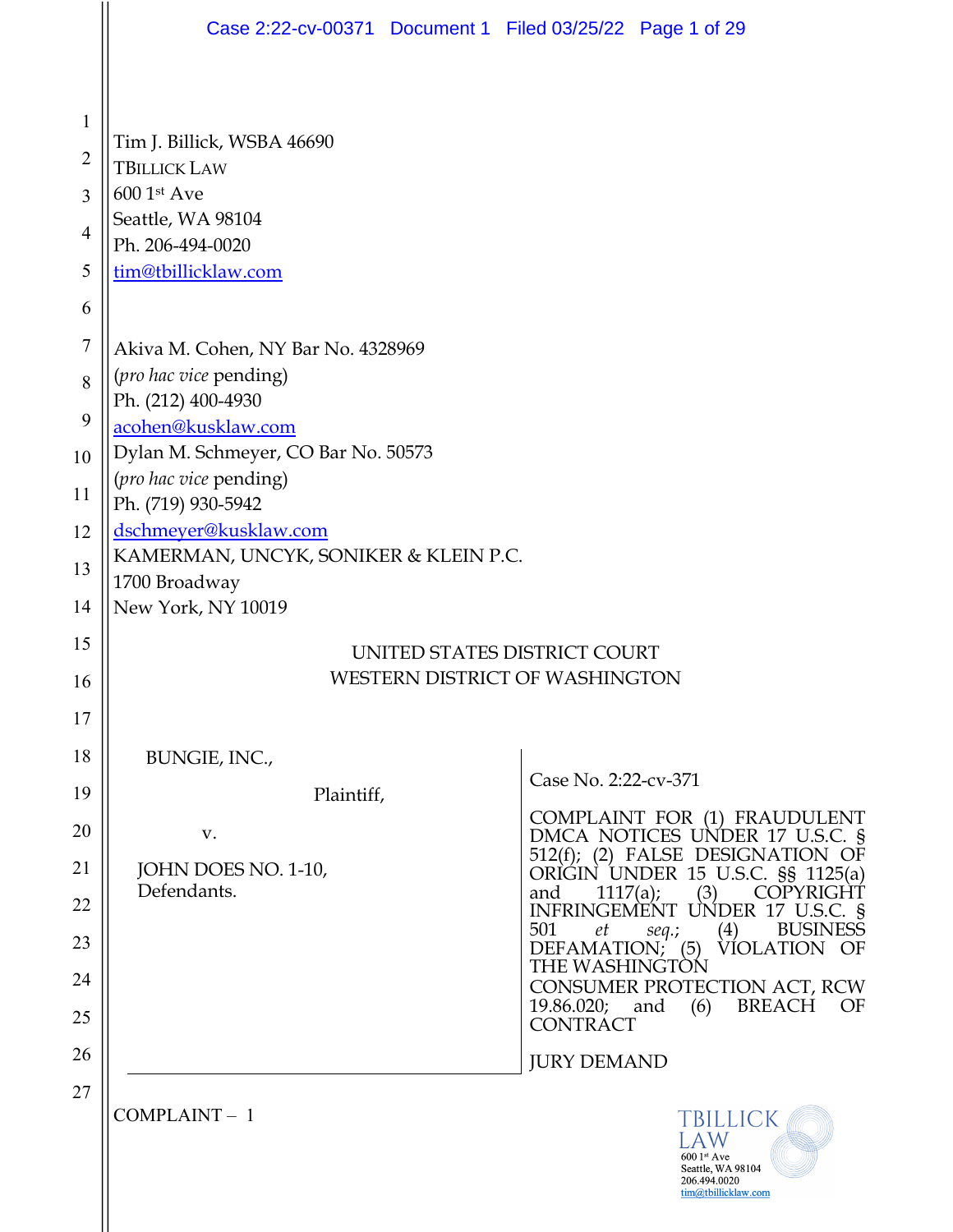Tim J. Billick, WSBA 46690
TBILLICK LAW
600 1st Ave
Seattle, WA 98104
Ph. 206-494-0020
tim@tbillicklaw.com

Akiva M. Cohen, NY Bar No. 4328969
(*pro hac vice* pending)
Ph. (212) 400-4930
acohen@kusklaw.com
Dylan M. Schmeyer, CO Bar No. 50573
(*pro hac vice* pending)
Ph. (719) 930-5942
dschmeyer@kusklaw.com
KAMERMAN, UNCYK, SONIKER & KLEIN P.C.
1700 Broadway
New York, NY 10019

UNITED STATES DISTRICT COURT
WESTERN DISTRICT OF WASHINGTON

BUNGIE, INC.,

Plaintiff,

v.

JOHN DOES NO. 1-10,
Defendants.

Case No. 2:22-cv-371

COMPLAINT FOR (1) FRAUDULENT DMCA NOTICES UNDER 17 U.S.C. § 512(f); (2) FALSE DESIGNATION OF ORIGIN UNDER 15 U.S.C. §§ 1125(a) and 1117(a); (3) COPYRIGHT INFRINGEMENT UNDER 17 U.S.C. § 501 *et seq.*; (4) BUSINESS DEFAMATION; (5) VIOLATION OF THE WASHINGTON CONSUMER PROTECTION ACT, RCW 19.86.020; and (6) BREACH OF CONTRACT

JURY DEMAND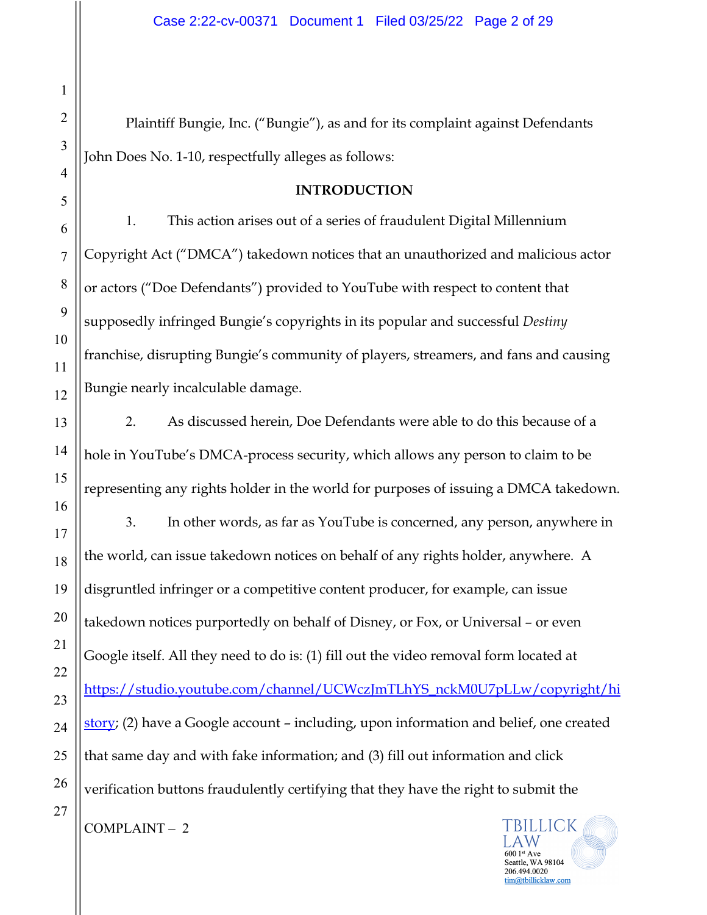Plaintiff Bungie, Inc. ("Bungie"), as and for its complaint against Defendants John Does No. 1-10, respectfully alleges as follows:

**INTRODUCTION**

1. This action arises out of a series of fraudulent Digital Millennium Copyright Act ("DMCA") takedown notices that an unauthorized and malicious actor or actors ("Doe Defendants") provided to YouTube with respect to content that supposedly infringed Bungie's copyrights in its popular and successful *Destiny* franchise, disrupting Bungie's community of players, streamers, and fans and causing Bungie nearly incalculable damage.

2. As discussed herein, Doe Defendants were able to do this because of a hole in YouTube's DMCA-process security, which allows any person to claim to be representing any rights holder in the world for purposes of issuing a DMCA takedown.

3. In other words, as far as YouTube is concerned, any person, anywhere in the world, can issue takedown notices on behalf of any rights holder, anywhere. A disgruntled infringer or a competitive content producer, for example, can issue takedown notices purportedly on behalf of Disney, or Fox, or Universal – or even Google itself. All they need to do is: (1) fill out the video removal form located at https://studio.youtube.com/channel/UCWczJmTLhYS_nckM0U7pLLw/copyright/history; (2) have a Google account – including, upon information and belief, one created that same day and with fake information; and (3) fill out information and click verification buttons fraudulently certifying that they have the right to submit the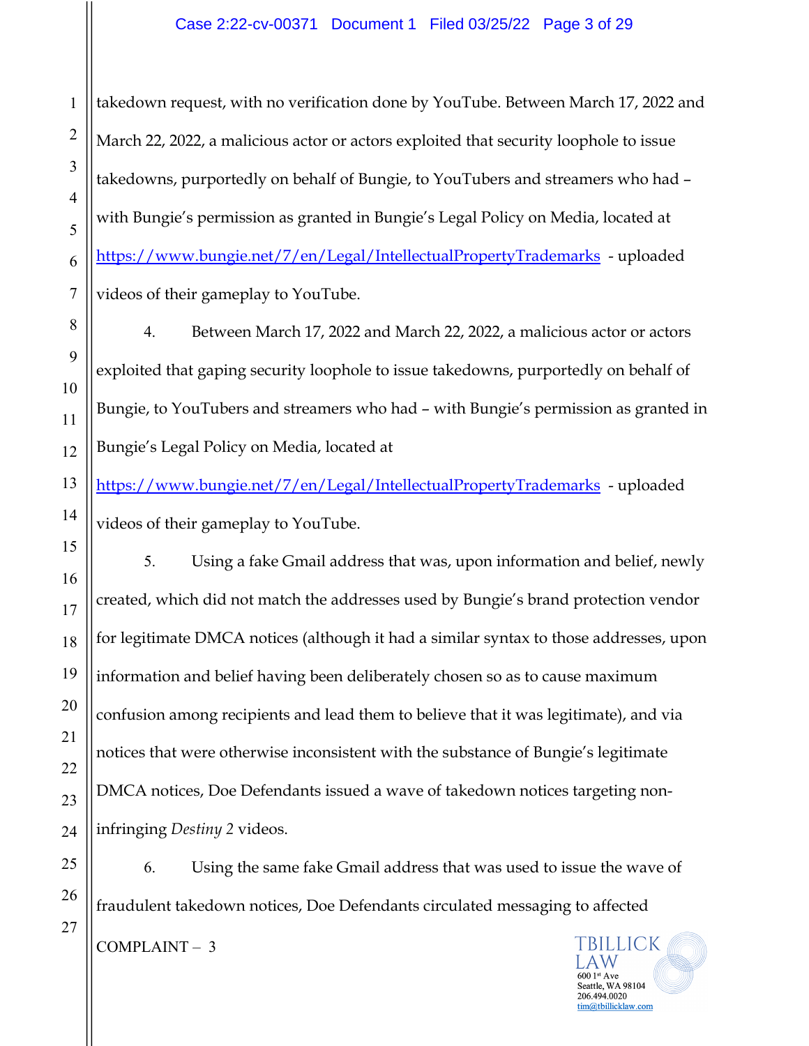takedown request, with no verification done by YouTube. Between March 17, 2022 and March 22, 2022, a malicious actor or actors exploited that security loophole to issue takedowns, purportedly on behalf of Bungie, to YouTubers and streamers who had – with Bungie's permission as granted in Bungie's Legal Policy on Media, located at https://www.bungie.net/7/en/Legal/IntellectualPropertyTrademarks - uploaded videos of their gameplay to YouTube.

4. Between March 17, 2022 and March 22, 2022, a malicious actor or actors exploited that gaping security loophole to issue takedowns, purportedly on behalf of Bungie, to YouTubers and streamers who had – with Bungie's permission as granted in Bungie's Legal Policy on Media, located at https://www.bungie.net/7/en/Legal/IntellectualPropertyTrademarks - uploaded videos of their gameplay to YouTube.

5. Using a fake Gmail address that was, upon information and belief, newly created, which did not match the addresses used by Bungie's brand protection vendor for legitimate DMCA notices (although it had a similar syntax to those addresses, upon information and belief having been deliberately chosen so as to cause maximum confusion among recipients and lead them to believe that it was legitimate), and via notices that were otherwise inconsistent with the substance of Bungie's legitimate DMCA notices, Doe Defendants issued a wave of takedown notices targeting non-infringing *Destiny 2* videos.

6. Using the same fake Gmail address that was used to issue the wave of fraudulent takedown notices, Doe Defendants circulated messaging to affected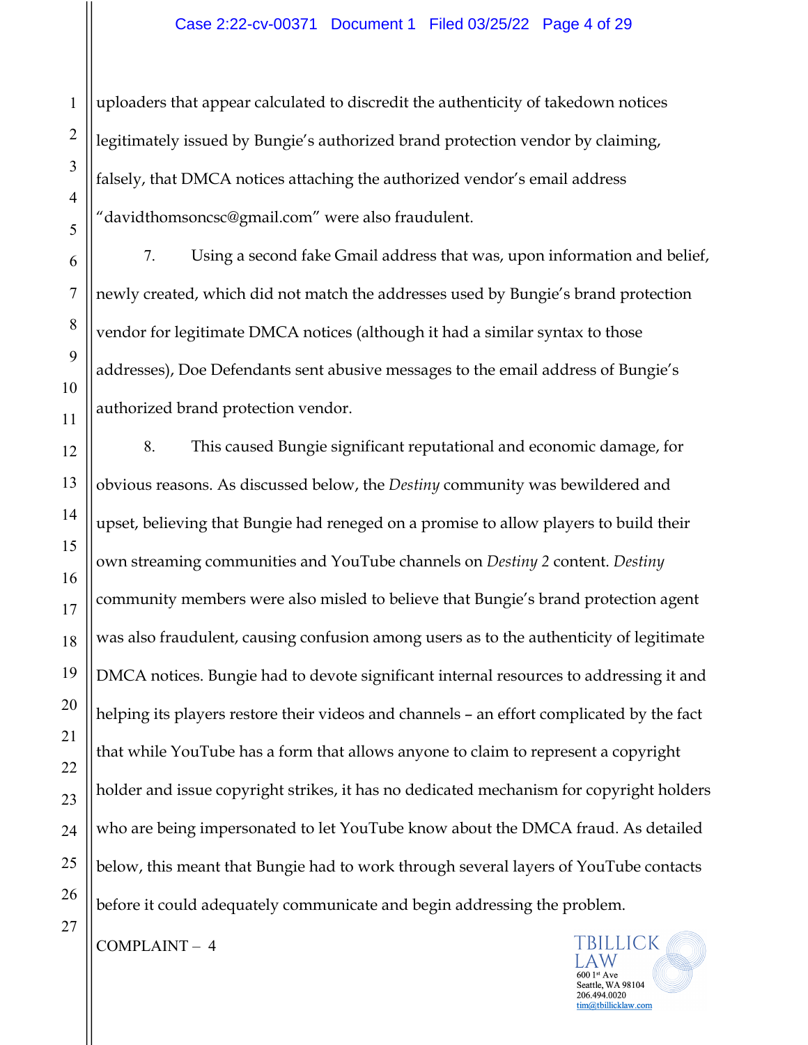uploaders that appear calculated to discredit the authenticity of takedown notices legitimately issued by Bungie's authorized brand protection vendor by claiming, falsely, that DMCA notices attaching the authorized vendor's email address "davidthomsoncsc@gmail.com" were also fraudulent.

7. Using a second fake Gmail address that was, upon information and belief, newly created, which did not match the addresses used by Bungie's brand protection vendor for legitimate DMCA notices (although it had a similar syntax to those addresses), Doe Defendants sent abusive messages to the email address of Bungie's authorized brand protection vendor.

8. This caused Bungie significant reputational and economic damage, for obvious reasons. As discussed below, the *Destiny* community was bewildered and upset, believing that Bungie had reneged on a promise to allow players to build their own streaming communities and YouTube channels on *Destiny 2* content. *Destiny* community members were also misled to believe that Bungie's brand protection agent was also fraudulent, causing confusion among users as to the authenticity of legitimate DMCA notices. Bungie had to devote significant internal resources to addressing it and helping its players restore their videos and channels – an effort complicated by the fact that while YouTube has a form that allows anyone to claim to represent a copyright holder and issue copyright strikes, it has no dedicated mechanism for copyright holders who are being impersonated to let YouTube know about the DMCA fraud. As detailed below, this meant that Bungie had to work through several layers of YouTube contacts before it could adequately communicate and begin addressing the problem.

COMPLAINT – 4

TBILLICK LAW
600 1st Ave
Seattle, WA 98104
206.494.0020
tim@tbillicklaw.com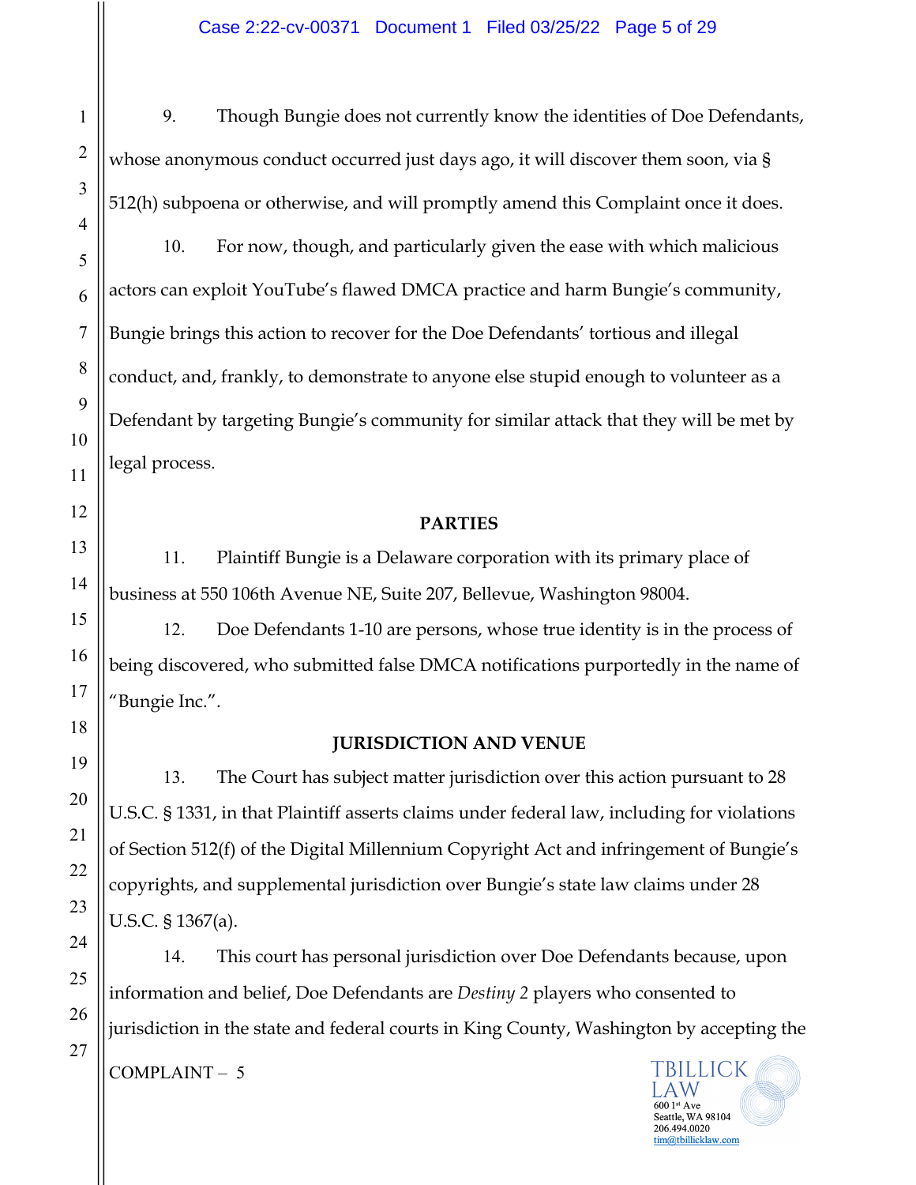9. Though Bungie does not currently know the identities of Doe Defendants, whose anonymous conduct occurred just days ago, it will discover them soon, via § 512(h) subpoena or otherwise, and will promptly amend this Complaint once it does.

10. For now, though, and particularly given the ease with which malicious actors can exploit YouTube's flawed DMCA practice and harm Bungie's community, Bungie brings this action to recover for the Doe Defendants' tortious and illegal conduct, and, frankly, to demonstrate to anyone else stupid enough to volunteer as a Defendant by targeting Bungie's community for similar attack that they will be met by legal process.

**PARTIES**

11. Plaintiff Bungie is a Delaware corporation with its primary place of business at 550 106th Avenue NE, Suite 207, Bellevue, Washington 98004.

12. Doe Defendants 1-10 are persons, whose true identity is in the process of being discovered, who submitted false DMCA notifications purportedly in the name of "Bungie Inc.".

**JURISDICTION AND VENUE**

13. The Court has subject matter jurisdiction over this action pursuant to 28 U.S.C. § 1331, in that Plaintiff asserts claims under federal law, including for violations of Section 512(f) of the Digital Millennium Copyright Act and infringement of Bungie's copyrights, and supplemental jurisdiction over Bungie's state law claims under 28 U.S.C. § 1367(a).

14. This court has personal jurisdiction over Doe Defendants because, upon information and belief, Doe Defendants are *Destiny 2* players who consented to jurisdiction in the state and federal courts in King County, Washington by accepting the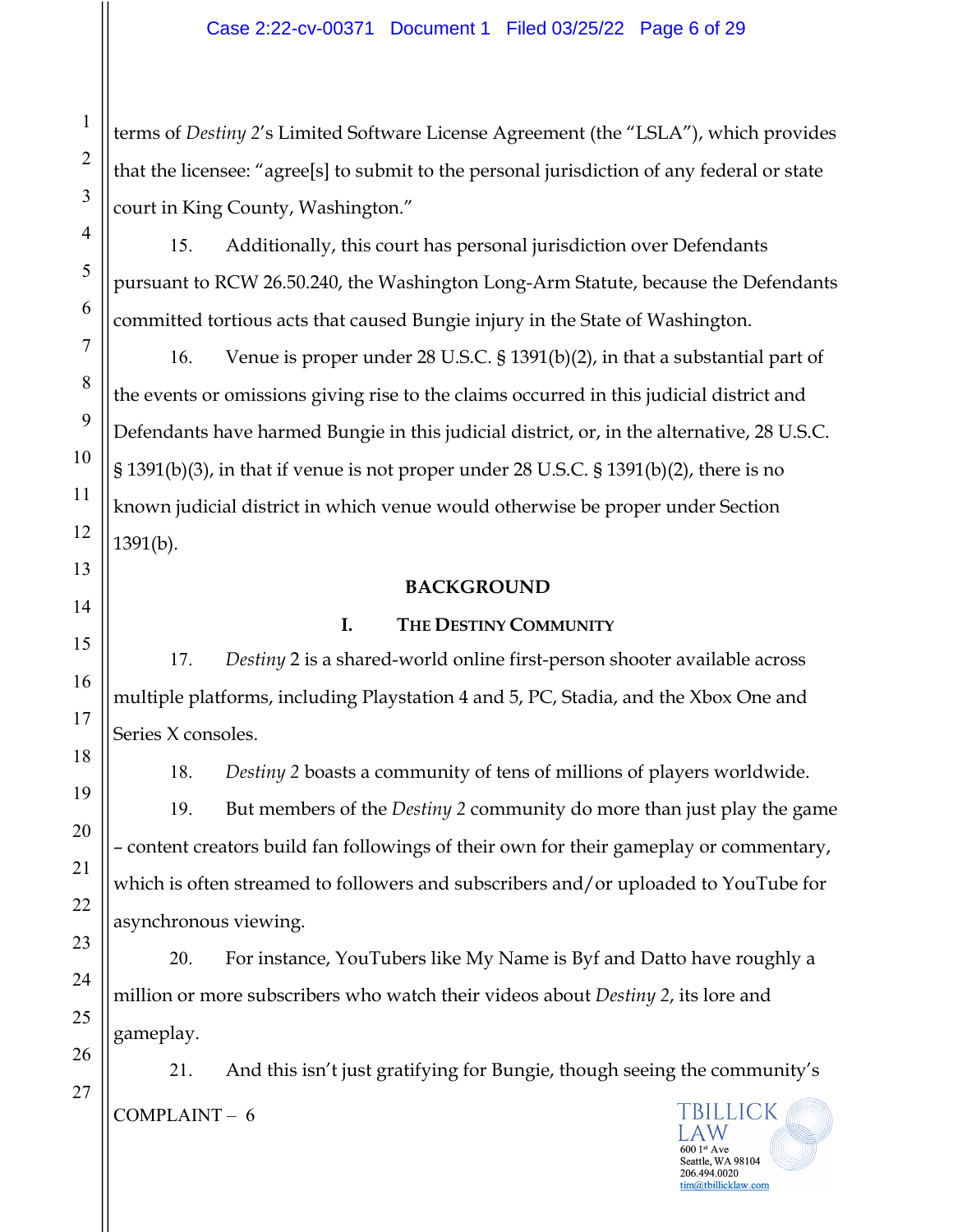terms of *Destiny 2*'s Limited Software License Agreement (the "LSLA"), which provides that the licensee: "agree[s] to submit to the personal jurisdiction of any federal or state court in King County, Washington."

15. Additionally, this court has personal jurisdiction over Defendants pursuant to RCW 26.50.240, the Washington Long-Arm Statute, because the Defendants committed tortious acts that caused Bungie injury in the State of Washington.

16. Venue is proper under 28 U.S.C. § 1391(b)(2), in that a substantial part of the events or omissions giving rise to the claims occurred in this judicial district and Defendants have harmed Bungie in this judicial district, or, in the alternative, 28 U.S.C. § 1391(b)(3), in that if venue is not proper under 28 U.S.C. § 1391(b)(2), there is no known judicial district in which venue would otherwise be proper under Section 1391(b).

## BACKGROUND

### I. THE DESTINY COMMUNITY

17. *Destiny* 2 is a shared-world online first-person shooter available across multiple platforms, including Playstation 4 and 5, PC, Stadia, and the Xbox One and Series X consoles.

18. *Destiny 2* boasts a community of tens of millions of players worldwide.

19. But members of the *Destiny 2* community do more than just play the game – content creators build fan followings of their own for their gameplay or commentary, which is often streamed to followers and subscribers and/or uploaded to YouTube for asynchronous viewing.

20. For instance, YouTubers like My Name is Byf and Datto have roughly a million or more subscribers who watch their videos about *Destiny 2*, its lore and gameplay.

21. And this isn't just gratifying for Bungie, though seeing the community's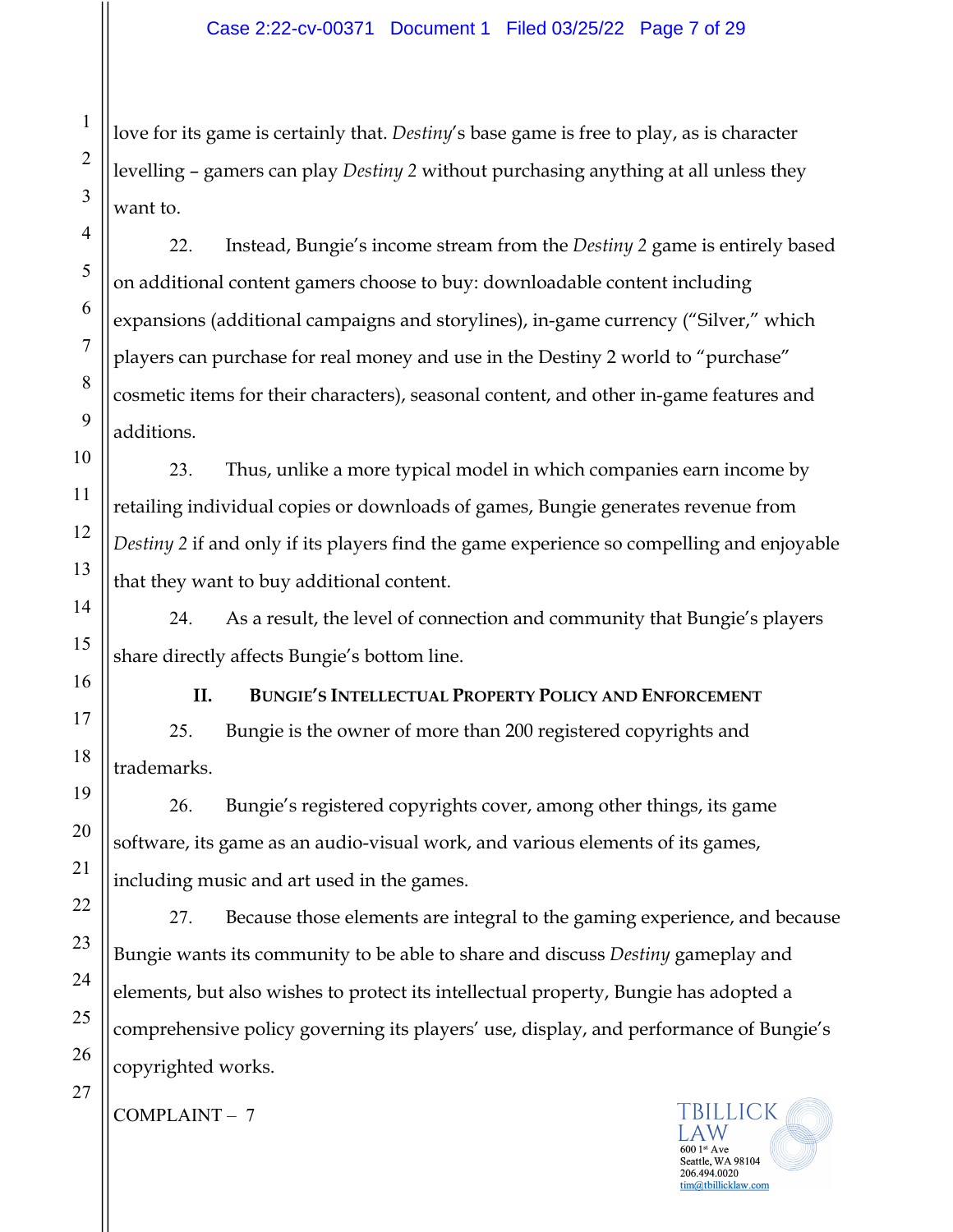love for its game is certainly that. *Destiny*'s base game is free to play, as is character levelling – gamers can play *Destiny 2* without purchasing anything at all unless they want to.

22. Instead, Bungie's income stream from the *Destiny 2* game is entirely based on additional content gamers choose to buy: downloadable content including expansions (additional campaigns and storylines), in-game currency ("Silver," which players can purchase for real money and use in the Destiny 2 world to "purchase" cosmetic items for their characters), seasonal content, and other in-game features and additions.

23. Thus, unlike a more typical model in which companies earn income by retailing individual copies or downloads of games, Bungie generates revenue from *Destiny 2* if and only if its players find the game experience so compelling and enjoyable that they want to buy additional content.

24. As a result, the level of connection and community that Bungie's players share directly affects Bungie's bottom line.

## II. BUNGIE'S INTELLECTUAL PROPERTY POLICY AND ENFORCEMENT

25. Bungie is the owner of more than 200 registered copyrights and trademarks.

26. Bungie's registered copyrights cover, among other things, its game software, its game as an audio-visual work, and various elements of its games, including music and art used in the games.

27. Because those elements are integral to the gaming experience, and because Bungie wants its community to be able to share and discuss *Destiny* gameplay and elements, but also wishes to protect its intellectual property, Bungie has adopted a comprehensive policy governing its players' use, display, and performance of Bungie's copyrighted works.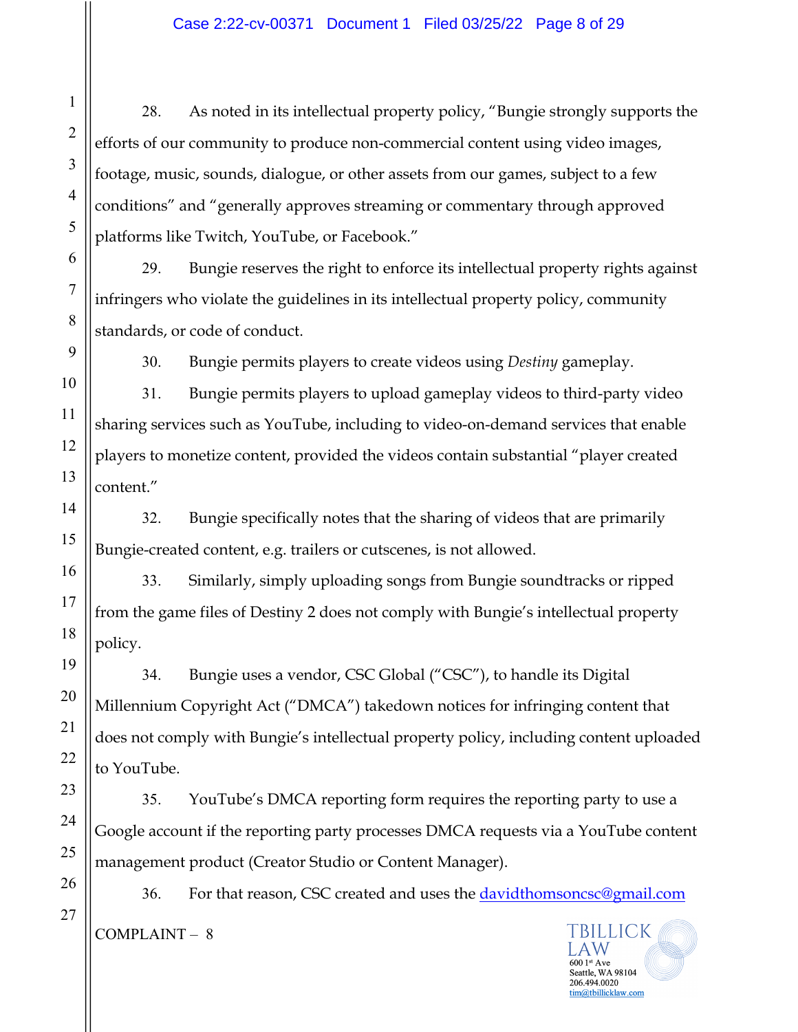28. As noted in its intellectual property policy, "Bungie strongly supports the efforts of our community to produce non-commercial content using video images, footage, music, sounds, dialogue, or other assets from our games, subject to a few conditions" and "generally approves streaming or commentary through approved platforms like Twitch, YouTube, or Facebook."

29. Bungie reserves the right to enforce its intellectual property rights against infringers who violate the guidelines in its intellectual property policy, community standards, or code of conduct.

30. Bungie permits players to create videos using *Destiny* gameplay.

31. Bungie permits players to upload gameplay videos to third-party video sharing services such as YouTube, including to video-on-demand services that enable players to monetize content, provided the videos contain substantial "player created content."

32. Bungie specifically notes that the sharing of videos that are primarily Bungie-created content, e.g. trailers or cutscenes, is not allowed.

33. Similarly, simply uploading songs from Bungie soundtracks or ripped from the game files of Destiny 2 does not comply with Bungie's intellectual property policy.

34. Bungie uses a vendor, CSC Global ("CSC"), to handle its Digital Millennium Copyright Act ("DMCA") takedown notices for infringing content that does not comply with Bungie's intellectual property policy, including content uploaded to YouTube.

35. YouTube's DMCA reporting form requires the reporting party to use a Google account if the reporting party processes DMCA requests via a YouTube content management product (Creator Studio or Content Manager).

36. For that reason, CSC created and uses the davidthomsoncsc@gmail.com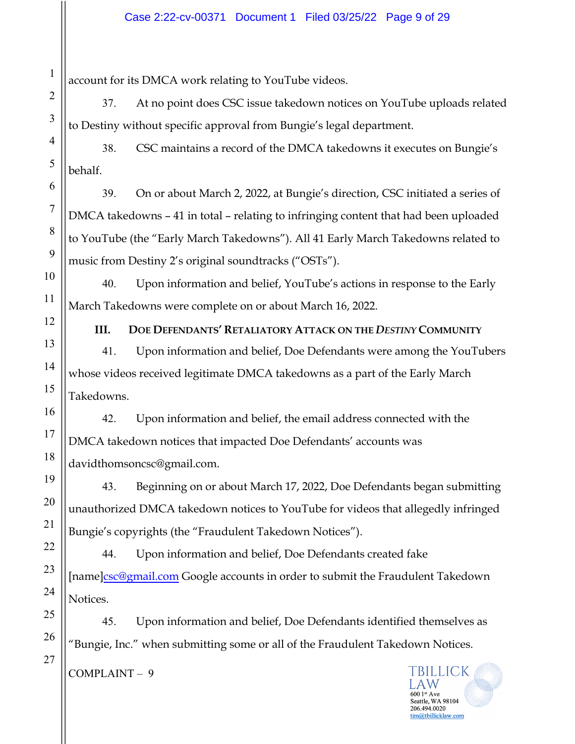account for its DMCA work relating to YouTube videos.

37. At no point does CSC issue takedown notices on YouTube uploads related to Destiny without specific approval from Bungie's legal department.

38. CSC maintains a record of the DMCA takedowns it executes on Bungie's behalf.

39. On or about March 2, 2022, at Bungie's direction, CSC initiated a series of DMCA takedowns – 41 in total – relating to infringing content that had been uploaded to YouTube (the "Early March Takedowns"). All 41 Early March Takedowns related to music from Destiny 2's original soundtracks ("OSTs").

40. Upon information and belief, YouTube's actions in response to the Early March Takedowns were complete on or about March 16, 2022.

## III. DOE DEFENDANTS' RETALIATORY ATTACK ON THE *DESTINY* COMMUNITY

41. Upon information and belief, Doe Defendants were among the YouTubers whose videos received legitimate DMCA takedowns as a part of the Early March Takedowns.

42. Upon information and belief, the email address connected with the DMCA takedown notices that impacted Doe Defendants' accounts was davidthomsoncsc@gmail.com.

43. Beginning on or about March 17, 2022, Doe Defendants began submitting unauthorized DMCA takedown notices to YouTube for videos that allegedly infringed Bungie's copyrights (the "Fraudulent Takedown Notices").

44. Upon information and belief, Doe Defendants created fake [name]csc@gmail.com Google accounts in order to submit the Fraudulent Takedown Notices.

45. Upon information and belief, Doe Defendants identified themselves as "Bungie, Inc." when submitting some or all of the Fraudulent Takedown Notices.

COMPLAINT – 9

TBILLICK LAW
600 1st Ave
Seattle, WA 98104
206.494.0020
tim@tbillicklaw.com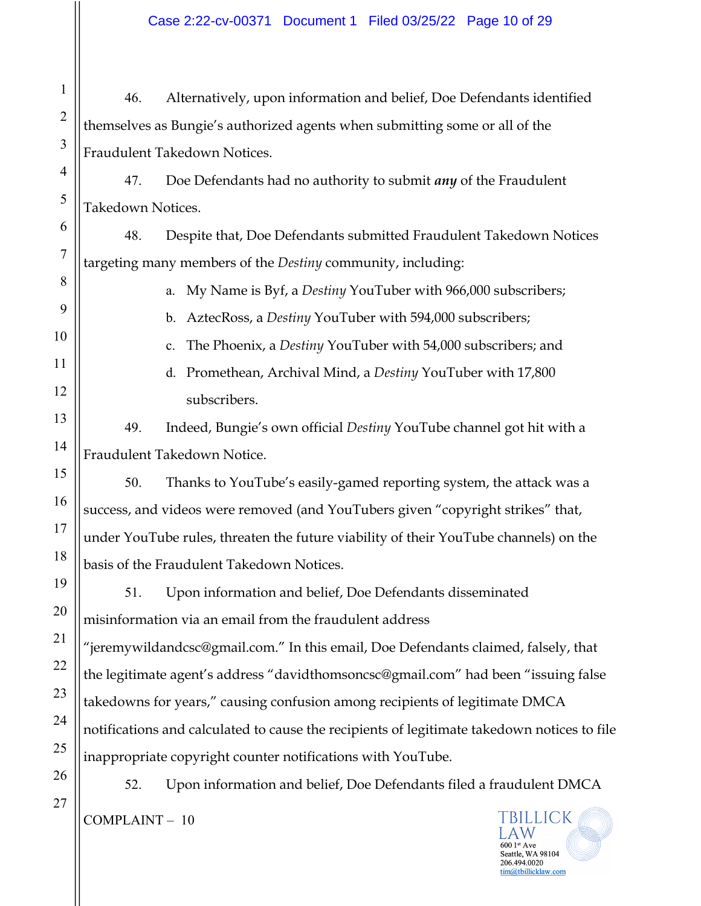46. Alternatively, upon information and belief, Doe Defendants identified themselves as Bungie's authorized agents when submitting some or all of the Fraudulent Takedown Notices.

47. Doe Defendants had no authority to submit ***any*** of the Fraudulent Takedown Notices.

48. Despite that, Doe Defendants submitted Fraudulent Takedown Notices targeting many members of the *Destiny* community, including:

a. My Name is Byf, a *Destiny* YouTuber with 966,000 subscribers;

b. AztecRoss, a *Destiny* YouTuber with 594,000 subscribers;

c. The Phoenix, a *Destiny* YouTuber with 54,000 subscribers; and

d. Promethean, Archival Mind, a *Destiny* YouTuber with 17,800 subscribers.

49. Indeed, Bungie's own official *Destiny* YouTube channel got hit with a Fraudulent Takedown Notice.

50. Thanks to YouTube's easily-gamed reporting system, the attack was a success, and videos were removed (and YouTubers given "copyright strikes" that, under YouTube rules, threaten the future viability of their YouTube channels) on the basis of the Fraudulent Takedown Notices.

51. Upon information and belief, Doe Defendants disseminated misinformation via an email from the fraudulent address "jeremywildandcsc@gmail.com." In this email, Doe Defendants claimed, falsely, that the legitimate agent's address "davidthomsoncsc@gmail.com" had been "issuing false takedowns for years," causing confusion among recipients of legitimate DMCA notifications and calculated to cause the recipients of legitimate takedown notices to file inappropriate copyright counter notifications with YouTube.

52. Upon information and belief, Doe Defendants filed a fraudulent DMCA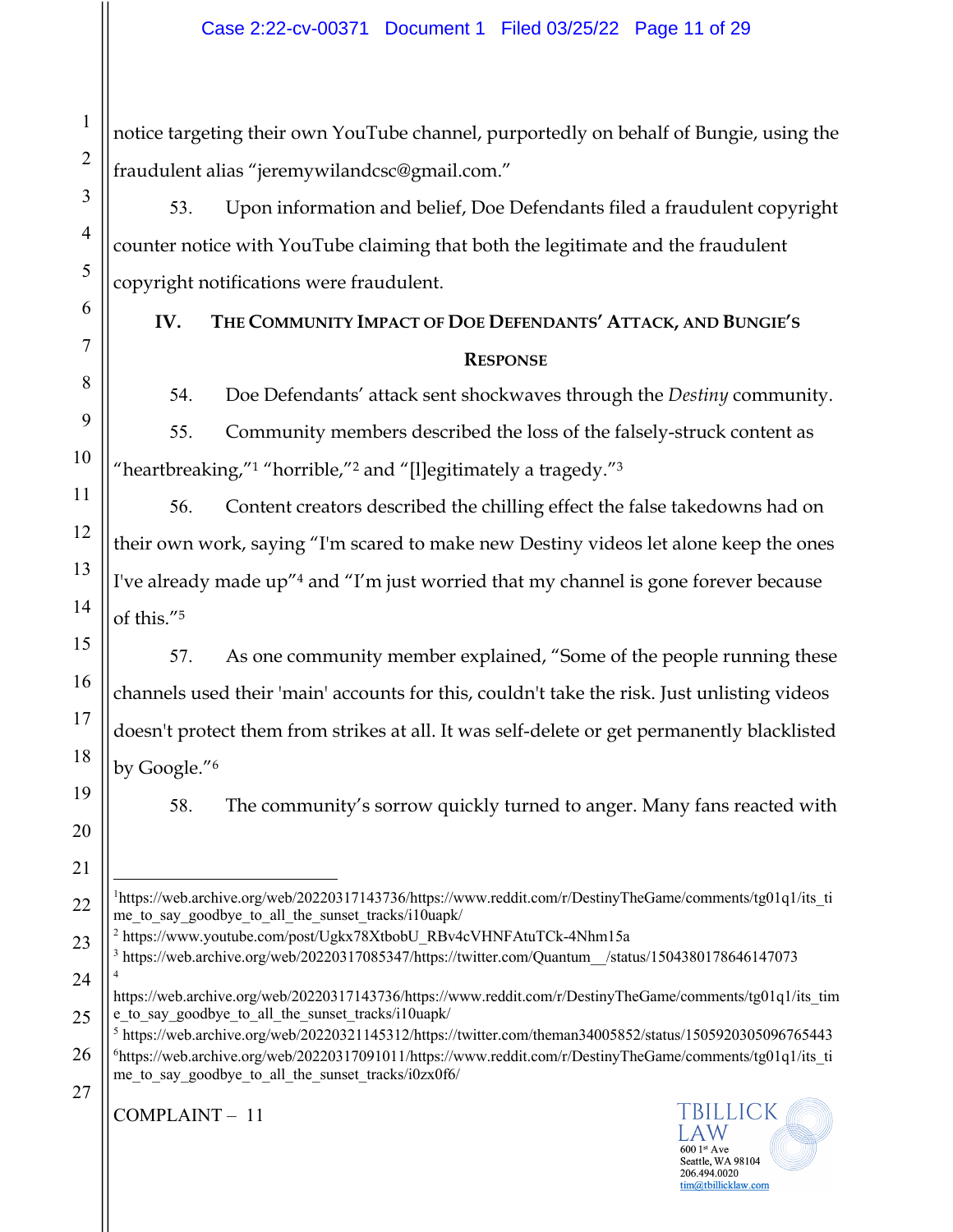notice targeting their own YouTube channel, purportedly on behalf of Bungie, using the fraudulent alias "jeremywilandcsc@gmail.com."

53. Upon information and belief, Doe Defendants filed a fraudulent copyright counter notice with YouTube claiming that both the legitimate and the fraudulent copyright notifications were fraudulent.

## IV. THE COMMUNITY IMPACT OF DOE DEFENDANTS' ATTACK, AND BUNGIE'S RESPONSE

54. Doe Defendants' attack sent shockwaves through the *Destiny* community.

55. Community members described the loss of the falsely-struck content as "heartbreaking,"[1] "horrible,"[2] and "[l]egitimately a tragedy."[3]

56. Content creators described the chilling effect the false takedowns had on their own work, saying "I'm scared to make new Destiny videos let alone keep the ones I've already made up"[4] and "I'm just worried that my channel is gone forever because of this."[5]

57. As one community member explained, "Some of the people running these channels used their 'main' accounts for this, couldn't take the risk. Just unlisting videos doesn't protect them from strikes at all. It was self-delete or get permanently blacklisted by Google."[6]

58. The community's sorrow quickly turned to anger. Many fans reacted with

---

[1] https://web.archive.org/web/20220317143736/https://www.reddit.com/r/DestinyTheGame/comments/tg01q1/its_time_to_say_goodbye_to_all_the_sunset_tracks/i10uapk/

[2] https://www.youtube.com/post/Ugkx78XtbobU_RBv4cVHNFAtuTCk-4Nhm15a

[3] https://web.archive.org/web/20220317085347/https://twitter.com/Quantum__/status/1504380178646147073

[4] https://web.archive.org/web/20220317143736/https://www.reddit.com/r/DestinyTheGame/comments/tg01q1/its_time_to_say_goodbye_to_all_the_sunset_tracks/i10uapk/

[5] https://web.archive.org/web/20220321145312/https://twitter.com/theman34005852/status/1505920305096765443

[6] https://web.archive.org/web/20220317091011/https://www.reddit.com/r/DestinyTheGame/comments/tg01q1/its_time_to_say_goodbye_to_all_the_sunset_tracks/i0zx0f6/

COMPLAINT – 11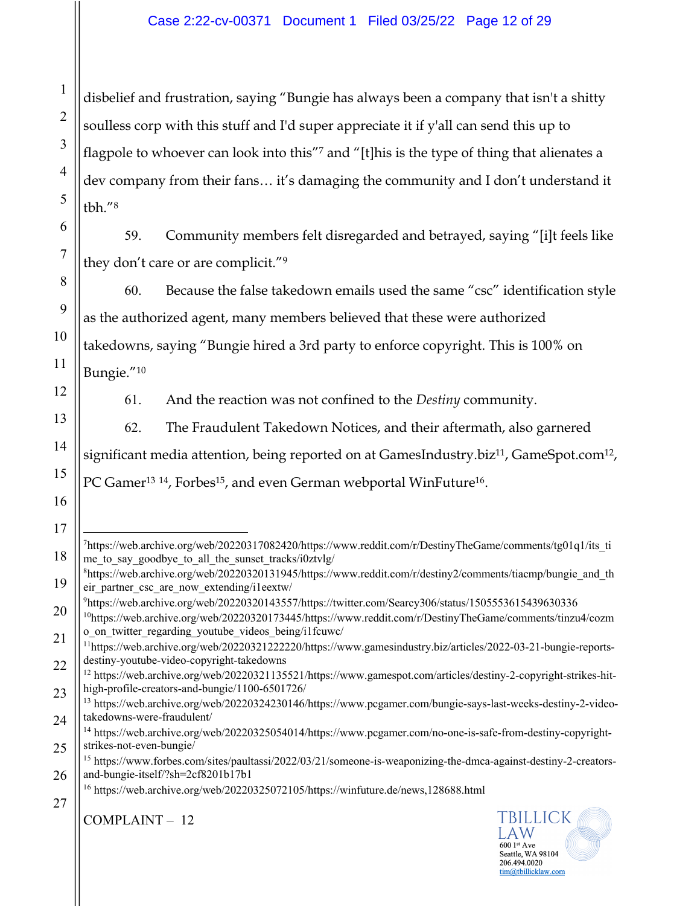disbelief and frustration, saying "Bungie has always been a company that isn't a shitty soulless corp with this stuff and I'd super appreciate it if y'all can send this up to flagpole to whoever can look into this"[7] and "[t]his is the type of thing that alienates a dev company from their fans… it's damaging the community and I don't understand it tbh."[8]

59. Community members felt disregarded and betrayed, saying "[i]t feels like they don't care or are complicit."[9]

60. Because the false takedown emails used the same "csc" identification style as the authorized agent, many members believed that these were authorized takedowns, saying "Bungie hired a 3rd party to enforce copyright. This is 100% on Bungie."[10]

61. And the reaction was not confined to the *Destiny* community.

62. The Fraudulent Takedown Notices, and their aftermath, also garnered significant media attention, being reported on at GamesIndustry.biz[11], GameSpot.com[12], PC Gamer[13] [14], Forbes[15], and even German webportal WinFuture[16].

---

[7] https://web.archive.org/web/20220317082420/https://www.reddit.com/r/DestinyTheGame/comments/tg01q1/its_time_to_say_goodbye_to_all_the_sunset_tracks/i0ztvlg/

[8] https://web.archive.org/web/20220320131945/https://www.reddit.com/r/destiny2/comments/tiacmp/bungie_and_their_partner_csc_are_now_extending/i1eextw/

[9] https://web.archive.org/web/20220320143557/https://twitter.com/Searcy306/status/1505553615439630336

[10] https://web.archive.org/web/20220320173445/https://www.reddit.com/r/DestinyTheGame/comments/tinzu4/cozmo_on_twitter_regarding_youtube_videos_being/i1fcuwc/

[11] https://web.archive.org/web/20220321222220/https://www.gamesindustry.biz/articles/2022-03-21-bungie-reports-destiny-youtube-video-copyright-takedowns

[12] https://web.archive.org/web/20220321135521/https://www.gamespot.com/articles/destiny-2-copyright-strikes-hit-high-profile-creators-and-bungie/1100-6501726/

[13] https://web.archive.org/web/20220324230146/https://www.pcgamer.com/bungie-says-last-weeks-destiny-2-video-takedowns-were-fraudulent/

[14] https://web.archive.org/web/20220325054014/https://www.pcgamer.com/no-one-is-safe-from-destiny-copyright-strikes-not-even-bungie/

[15] https://www.forbes.com/sites/paultassi/2022/03/21/someone-is-weaponizing-the-dmca-against-destiny-2-creators-and-bungie-itself/?sh=2cf8201b17b1

[16] https://web.archive.org/web/20220325072105/https://winfuture.de/news,128688.html

COMPLAINT – 12

TBILLICK LAW
600 1st Ave
Seattle, WA 98104
206.494.0020
tim@tbillicklaw.com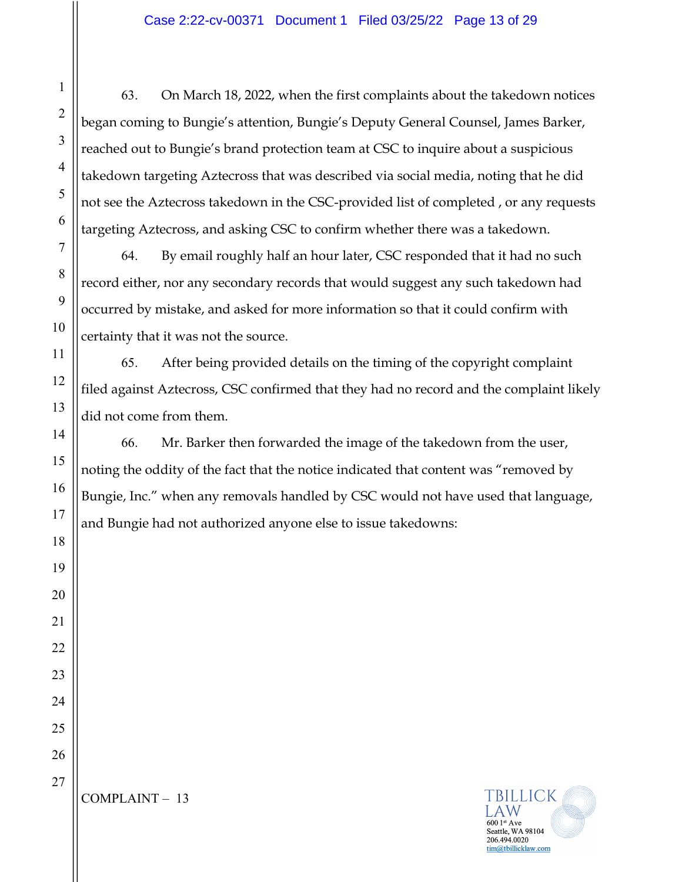63. On March 18, 2022, when the first complaints about the takedown notices began coming to Bungie's attention, Bungie's Deputy General Counsel, James Barker, reached out to Bungie's brand protection team at CSC to inquire about a suspicious takedown targeting Aztecross that was described via social media, noting that he did not see the Aztecross takedown in the CSC-provided list of completed , or any requests targeting Aztecross, and asking CSC to confirm whether there was a takedown.

64. By email roughly half an hour later, CSC responded that it had no such record either, nor any secondary records that would suggest any such takedown had occurred by mistake, and asked for more information so that it could confirm with certainty that it was not the source.

65. After being provided details on the timing of the copyright complaint filed against Aztecross, CSC confirmed that they had no record and the complaint likely did not come from them.

66. Mr. Barker then forwarded the image of the takedown from the user, noting the oddity of the fact that the notice indicated that content was "removed by Bungie, Inc." when any removals handled by CSC would not have used that language, and Bungie had not authorized anyone else to issue takedowns: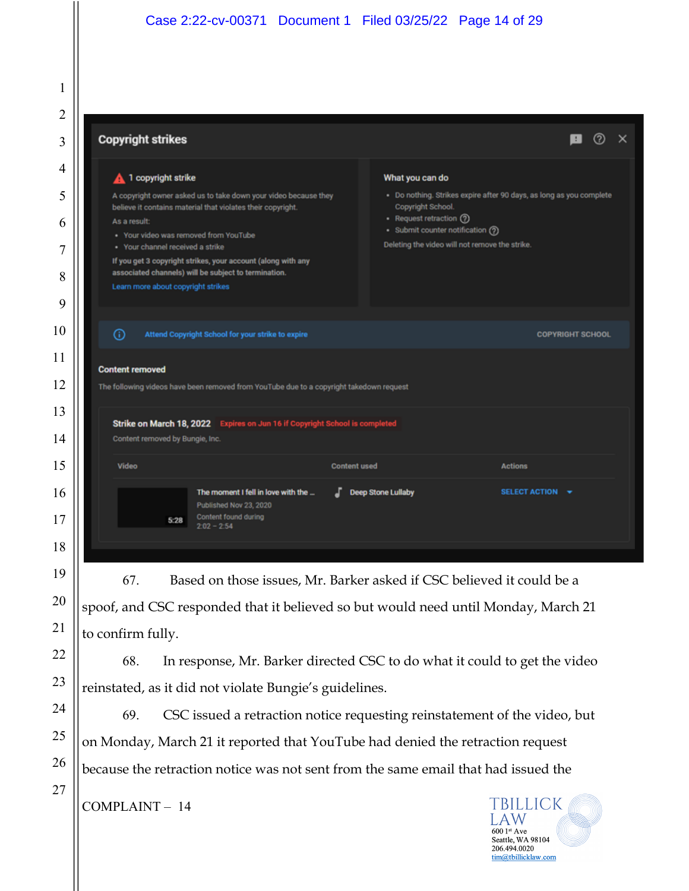Copyright strikes

**1 copyright strike**

A copyright owner asked us to take down your video because they believe it contains material that violates their copyright.

As a result:

- Your video was removed from YouTube
- Your channel received a strike

If you get 3 copyright strikes, your account (along with any associated channels) will be subject to termination.

Learn more about copyright strikes

**What you can do**

- Do nothing. Strikes expire after 90 days, as long as you complete Copyright School.
- Request retraction
- Submit counter notification

Deleting the video will not remove the strike.

Attend Copyright School for your strike to expire — COPYRIGHT SCHOOL

**Content removed**

The following videos have been removed from YouTube due to a copyright takedown request

**Strike on March 18, 2022** Expires on Jun 16 if Copyright School is completed

Content removed by Bungie, Inc.

| Video | Content used | Actions |
|---|---|---|
| 5:28 The moment I fell in love with the ... Published Nov 23, 2020 Content found during 2:02 – 2:54 | Deep Stone Lullaby | SELECT ACTION |

67. Based on those issues, Mr. Barker asked if CSC believed it could be a spoof, and CSC responded that it believed so but would need until Monday, March 21 to confirm fully.

68. In response, Mr. Barker directed CSC to do what it could to get the video reinstated, as it did not violate Bungie's guidelines.

69. CSC issued a retraction notice requesting reinstatement of the video, but on Monday, March 21 it reported that YouTube had denied the retraction request because the retraction notice was not sent from the same email that had issued the

COMPLAINT – 14

TBILLICK LAW
600 1st Ave
Seattle, WA 98104
206.494.0020
tim@tbillicklaw.com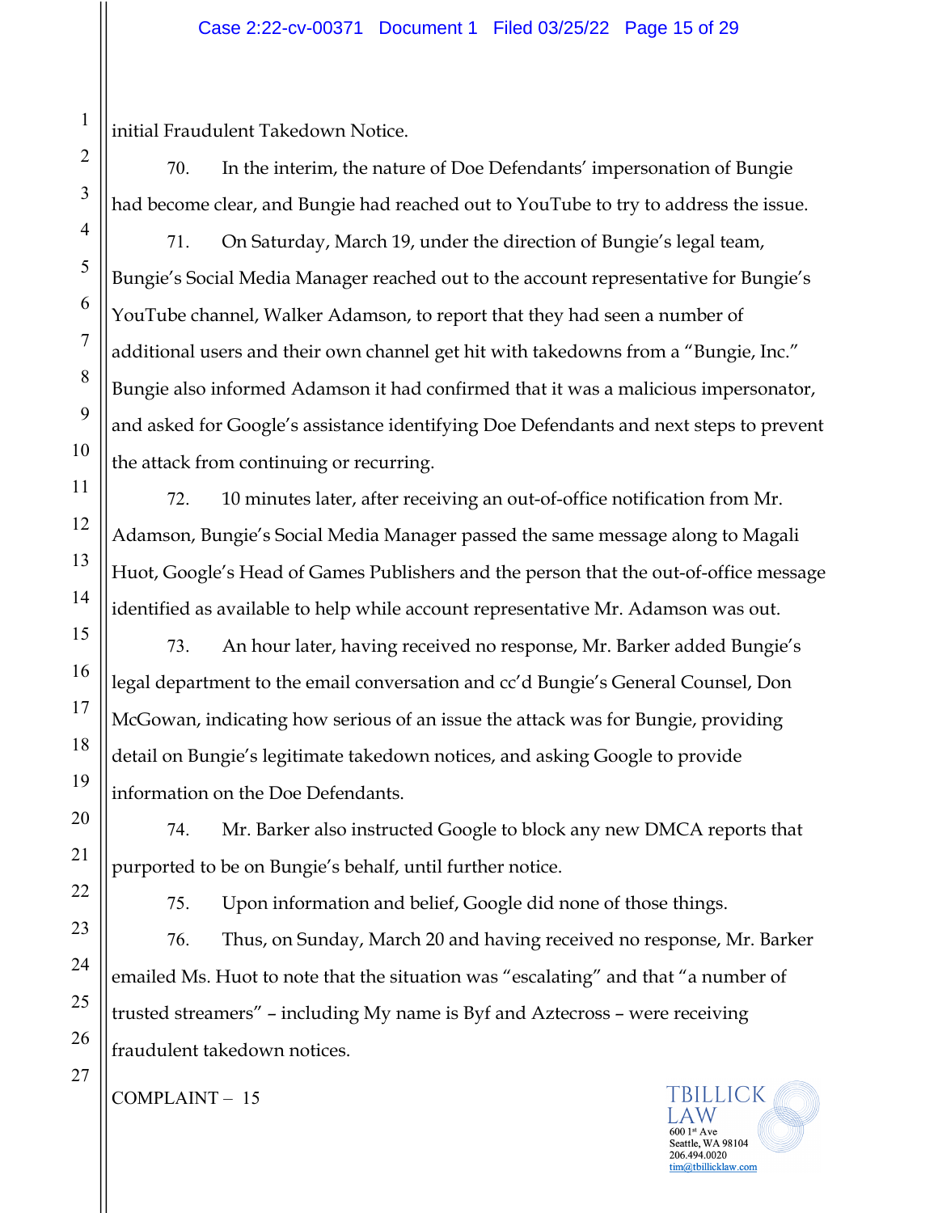initial Fraudulent Takedown Notice.

70. In the interim, the nature of Doe Defendants' impersonation of Bungie had become clear, and Bungie had reached out to YouTube to try to address the issue.

71. On Saturday, March 19, under the direction of Bungie's legal team, Bungie's Social Media Manager reached out to the account representative for Bungie's YouTube channel, Walker Adamson, to report that they had seen a number of additional users and their own channel get hit with takedowns from a "Bungie, Inc." Bungie also informed Adamson it had confirmed that it was a malicious impersonator, and asked for Google's assistance identifying Doe Defendants and next steps to prevent the attack from continuing or recurring.

72. 10 minutes later, after receiving an out-of-office notification from Mr. Adamson, Bungie's Social Media Manager passed the same message along to Magali Huot, Google's Head of Games Publishers and the person that the out-of-office message identified as available to help while account representative Mr. Adamson was out.

73. An hour later, having received no response, Mr. Barker added Bungie's legal department to the email conversation and cc'd Bungie's General Counsel, Don McGowan, indicating how serious of an issue the attack was for Bungie, providing detail on Bungie's legitimate takedown notices, and asking Google to provide information on the Doe Defendants.

74. Mr. Barker also instructed Google to block any new DMCA reports that purported to be on Bungie's behalf, until further notice.

75. Upon information and belief, Google did none of those things.

76. Thus, on Sunday, March 20 and having received no response, Mr. Barker emailed Ms. Huot to note that the situation was "escalating" and that "a number of trusted streamers" – including My name is Byf and Aztecross – were receiving fraudulent takedown notices.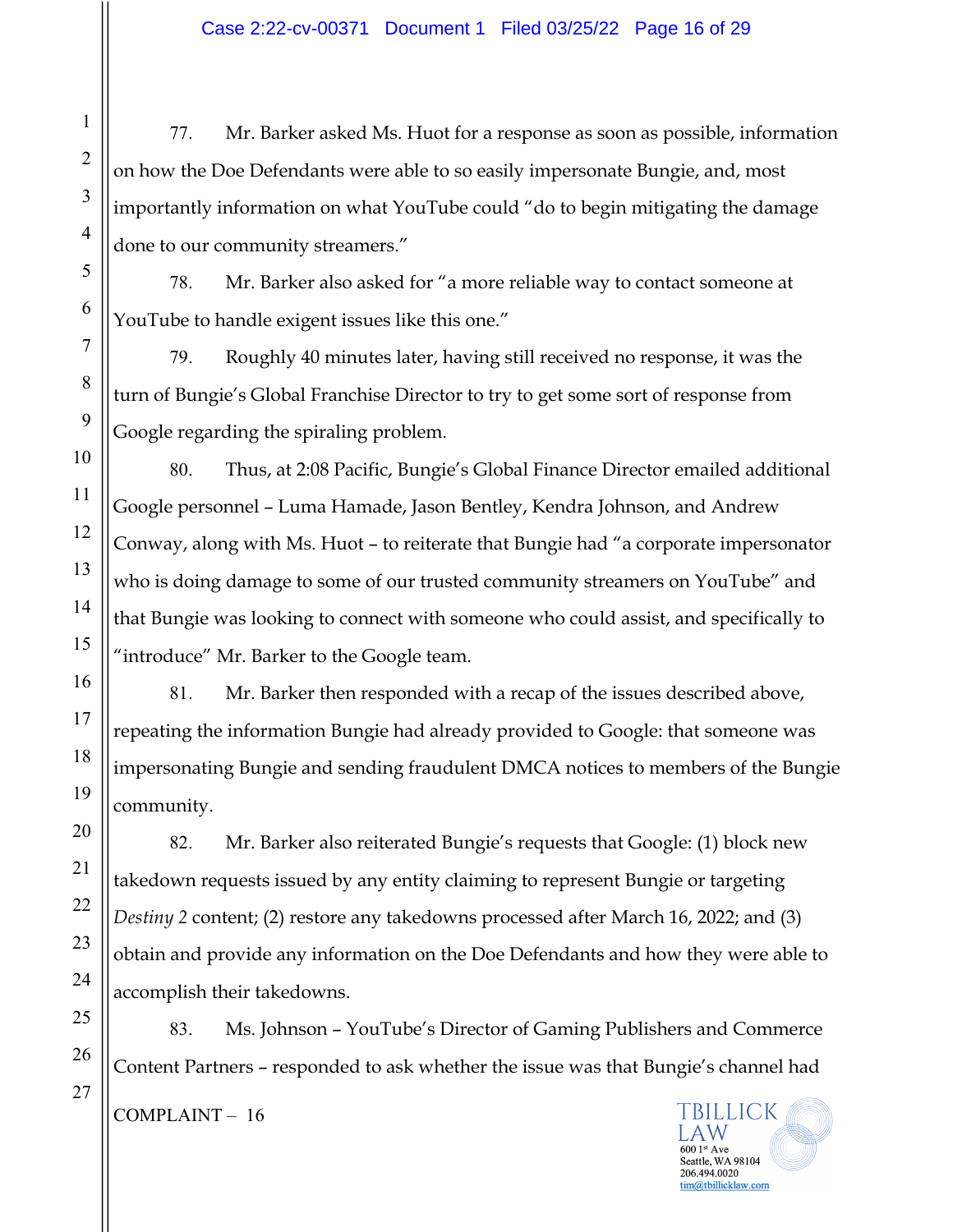77. Mr. Barker asked Ms. Huot for a response as soon as possible, information on how the Doe Defendants were able to so easily impersonate Bungie, and, most importantly information on what YouTube could "do to begin mitigating the damage done to our community streamers."

78. Mr. Barker also asked for "a more reliable way to contact someone at YouTube to handle exigent issues like this one."

79. Roughly 40 minutes later, having still received no response, it was the turn of Bungie's Global Franchise Director to try to get some sort of response from Google regarding the spiraling problem.

80. Thus, at 2:08 Pacific, Bungie's Global Finance Director emailed additional Google personnel – Luma Hamade, Jason Bentley, Kendra Johnson, and Andrew Conway, along with Ms. Huot – to reiterate that Bungie had "a corporate impersonator who is doing damage to some of our trusted community streamers on YouTube" and that Bungie was looking to connect with someone who could assist, and specifically to "introduce" Mr. Barker to the Google team.

81. Mr. Barker then responded with a recap of the issues described above, repeating the information Bungie had already provided to Google: that someone was impersonating Bungie and sending fraudulent DMCA notices to members of the Bungie community.

82. Mr. Barker also reiterated Bungie's requests that Google: (1) block new takedown requests issued by any entity claiming to represent Bungie or targeting *Destiny 2* content; (2) restore any takedowns processed after March 16, 2022; and (3) obtain and provide any information on the Doe Defendants and how they were able to accomplish their takedowns.

83. Ms. Johnson – YouTube's Director of Gaming Publishers and Commerce Content Partners – responded to ask whether the issue was that Bungie's channel had

COMPLAINT – 16

TBILLICK LAW
600 1st Ave
Seattle, WA 98104
206.494.0020
tim@tbillicklaw.com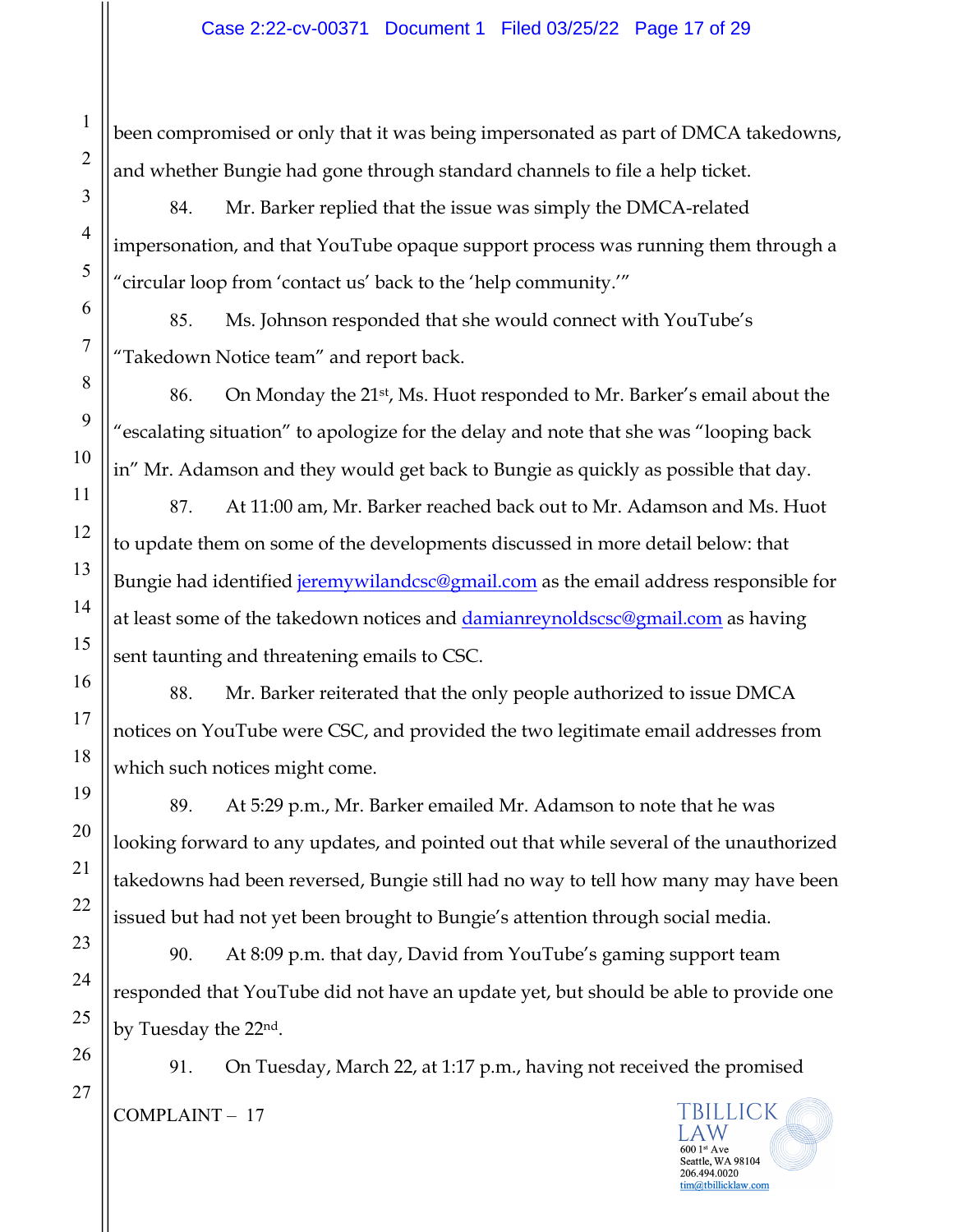been compromised or only that it was being impersonated as part of DMCA takedowns, and whether Bungie had gone through standard channels to file a help ticket.

84. Mr. Barker replied that the issue was simply the DMCA-related impersonation, and that YouTube opaque support process was running them through a "circular loop from 'contact us' back to the 'help community.'"

85. Ms. Johnson responded that she would connect with YouTube's "Takedown Notice team" and report back.

86. On Monday the 21st, Ms. Huot responded to Mr. Barker's email about the "escalating situation" to apologize for the delay and note that she was "looping back in" Mr. Adamson and they would get back to Bungie as quickly as possible that day.

87. At 11:00 am, Mr. Barker reached back out to Mr. Adamson and Ms. Huot to update them on some of the developments discussed in more detail below: that Bungie had identified jeremywilandcsc@gmail.com as the email address responsible for at least some of the takedown notices and damianreynoldscsc@gmail.com as having sent taunting and threatening emails to CSC.

88. Mr. Barker reiterated that the only people authorized to issue DMCA notices on YouTube were CSC, and provided the two legitimate email addresses from which such notices might come.

89. At 5:29 p.m., Mr. Barker emailed Mr. Adamson to note that he was looking forward to any updates, and pointed out that while several of the unauthorized takedowns had been reversed, Bungie still had no way to tell how many may have been issued but had not yet been brought to Bungie's attention through social media.

90. At 8:09 p.m. that day, David from YouTube's gaming support team responded that YouTube did not have an update yet, but should be able to provide one by Tuesday the 22nd.

91. On Tuesday, March 22, at 1:17 p.m., having not received the promised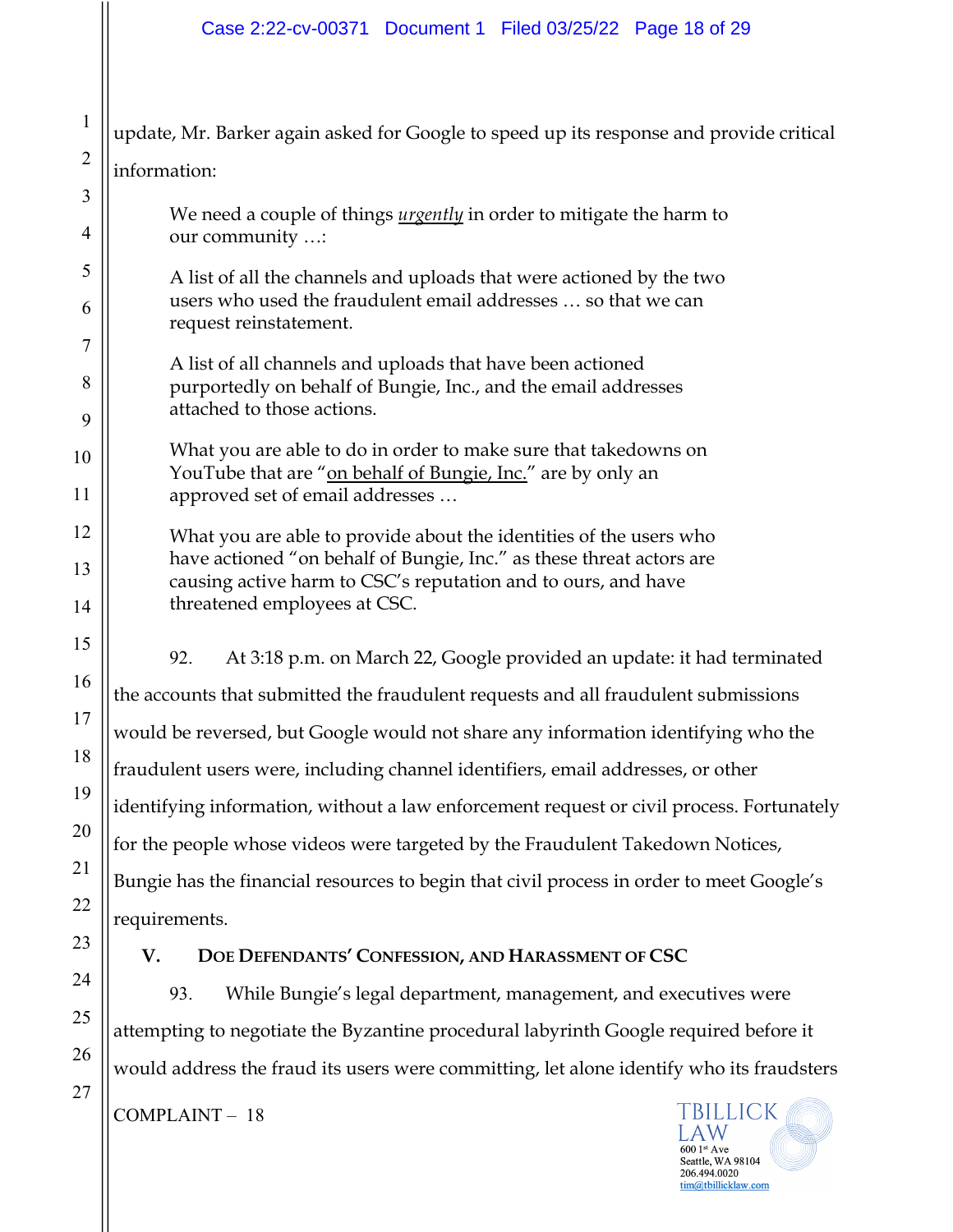update, Mr. Barker again asked for Google to speed up its response and provide critical information:

> We need a couple of things *urgently* in order to mitigate the harm to our community …:
>
> A list of all the channels and uploads that were actioned by the two users who used the fraudulent email addresses … so that we can request reinstatement.
>
> A list of all channels and uploads that have been actioned purportedly on behalf of Bungie, Inc., and the email addresses attached to those actions.
>
> What you are able to do in order to make sure that takedowns on YouTube that are "on behalf of Bungie, Inc." are by only an approved set of email addresses …
>
> What you are able to provide about the identities of the users who have actioned "on behalf of Bungie, Inc." as these threat actors are causing active harm to CSC's reputation and to ours, and have threatened employees at CSC.

92. At 3:18 p.m. on March 22, Google provided an update: it had terminated the accounts that submitted the fraudulent requests and all fraudulent submissions would be reversed, but Google would not share any information identifying who the fraudulent users were, including channel identifiers, email addresses, or other identifying information, without a law enforcement request or civil process. Fortunately for the people whose videos were targeted by the Fraudulent Takedown Notices, Bungie has the financial resources to begin that civil process in order to meet Google's requirements.

## V. DOE DEFENDANTS' CONFESSION, AND HARASSMENT OF CSC

93. While Bungie's legal department, management, and executives were attempting to negotiate the Byzantine procedural labyrinth Google required before it would address the fraud its users were committing, let alone identify who its fraudsters

COMPLAINT – 18

TBILLICK LAW
600 1st Ave
Seattle, WA 98104
206.494.0020
tim@tbillicklaw.com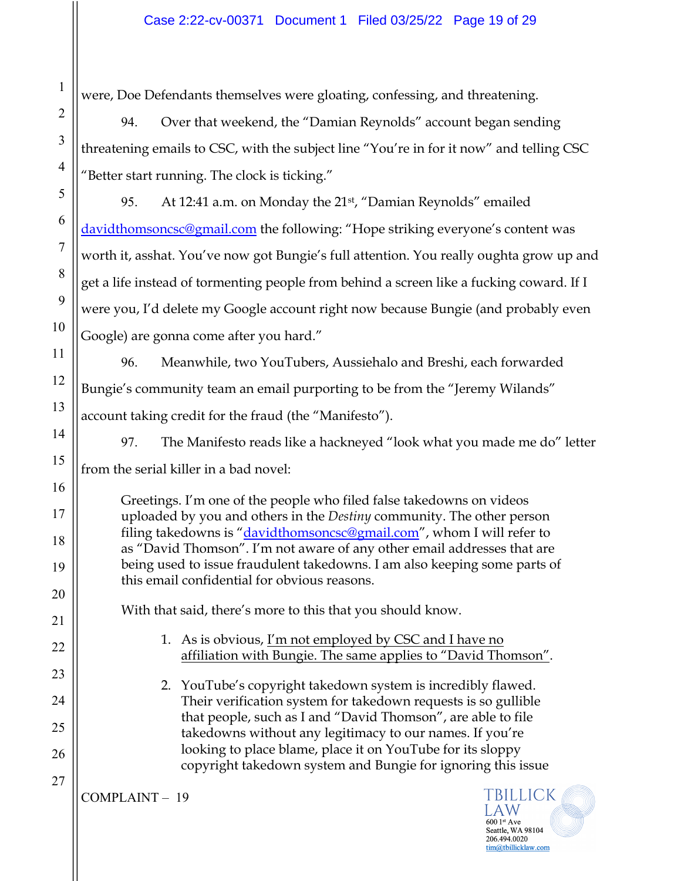were, Doe Defendants themselves were gloating, confessing, and threatening.

94. Over that weekend, the "Damian Reynolds" account began sending threatening emails to CSC, with the subject line "You're in for it now" and telling CSC "Better start running. The clock is ticking."

95. At 12:41 a.m. on Monday the 21st, "Damian Reynolds" emailed davidthomsoncsc@gmail.com the following: "Hope striking everyone's content was worth it, asshat. You've now got Bungie's full attention. You really oughta grow up and get a life instead of tormenting people from behind a screen like a fucking coward. If I were you, I'd delete my Google account right now because Bungie (and probably even Google) are gonna come after you hard."

96. Meanwhile, two YouTubers, Aussiehalo and Breshi, each forwarded Bungie's community team an email purporting to be from the "Jeremy Wilands" account taking credit for the fraud (the "Manifesto").

97. The Manifesto reads like a hackneyed "look what you made me do" letter from the serial killer in a bad novel:

> Greetings. I'm one of the people who filed false takedowns on videos uploaded by you and others in the *Destiny* community. The other person filing takedowns is "davidthomsoncsc@gmail.com", whom I will refer to as "David Thomson". I'm not aware of any other email addresses that are being used to issue fraudulent takedowns. I am also keeping some parts of this email confidential for obvious reasons.
>
> With that said, there's more to this that you should know.
>
> 1. As is obvious, <u>I'm not employed by CSC and I have no affiliation with Bungie. The same applies to "David Thomson"</u>.
>
> 2. YouTube's copyright takedown system is incredibly flawed. Their verification system for takedown requests is so gullible that people, such as I and "David Thomson", are able to file takedowns without any legitimacy to our names. If you're looking to place blame, place it on YouTube for its sloppy copyright takedown system and Bungie for ignoring this issue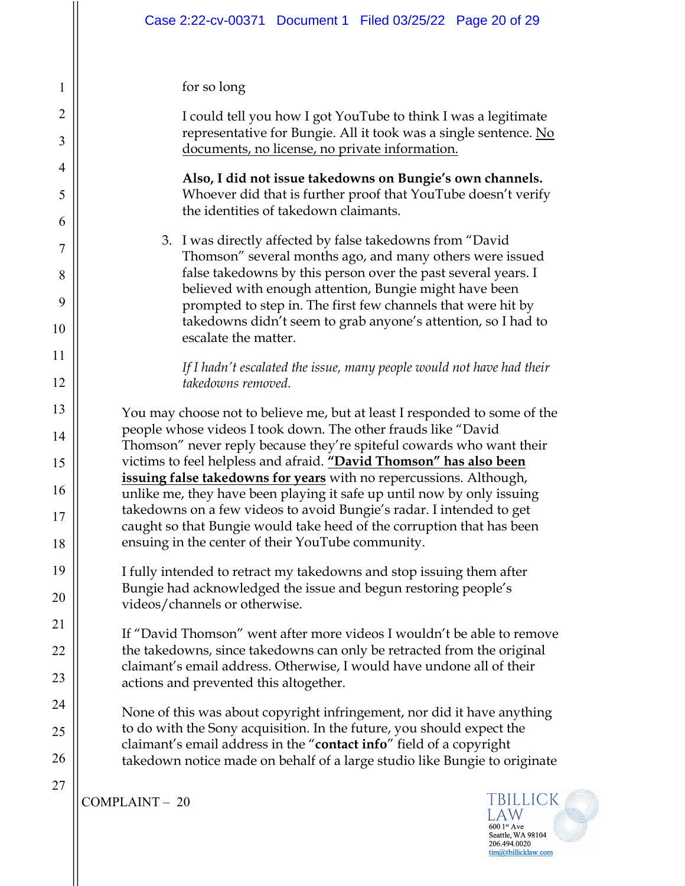for so long

I could tell you how I got YouTube to think I was a legitimate representative for Bungie. All it took was a single sentence. <u>No documents, no license, no private information.</u>

**Also, I did not issue takedowns on Bungie's own channels.** Whoever did that is further proof that YouTube doesn't verify the identities of takedown claimants.

3. I was directly affected by false takedowns from "David Thomson" several months ago, and many others were issued false takedowns by this person over the past several years. I believed with enough attention, Bungie might have been prompted to step in. The first few channels that were hit by takedowns didn't seem to grab anyone's attention, so I had to escalate the matter.

   *If I hadn't escalated the issue, many people would not have had their takedowns removed.*

You may choose not to believe me, but at least I responded to some of the people whose videos I took down. The other frauds like "David Thomson" never reply because they're spiteful cowards who want their victims to feel helpless and afraid. **<u>"David Thomson" has also been issuing false takedowns for years</u>** with no repercussions. Although, unlike me, they have been playing it safe up until now by only issuing takedowns on a few videos to avoid Bungie's radar. I intended to get caught so that Bungie would take heed of the corruption that has been ensuing in the center of their YouTube community.

I fully intended to retract my takedowns and stop issuing them after Bungie had acknowledged the issue and begun restoring people's videos/channels or otherwise.

If "David Thomson" went after more videos I wouldn't be able to remove the takedowns, since takedowns can only be retracted from the original claimant's email address. Otherwise, I would have undone all of their actions and prevented this altogether.

None of this was about copyright infringement, nor did it have anything to do with the Sony acquisition. In the future, you should expect the claimant's email address in the "**contact info**" field of a copyright takedown notice made on behalf of a large studio like Bungie to originate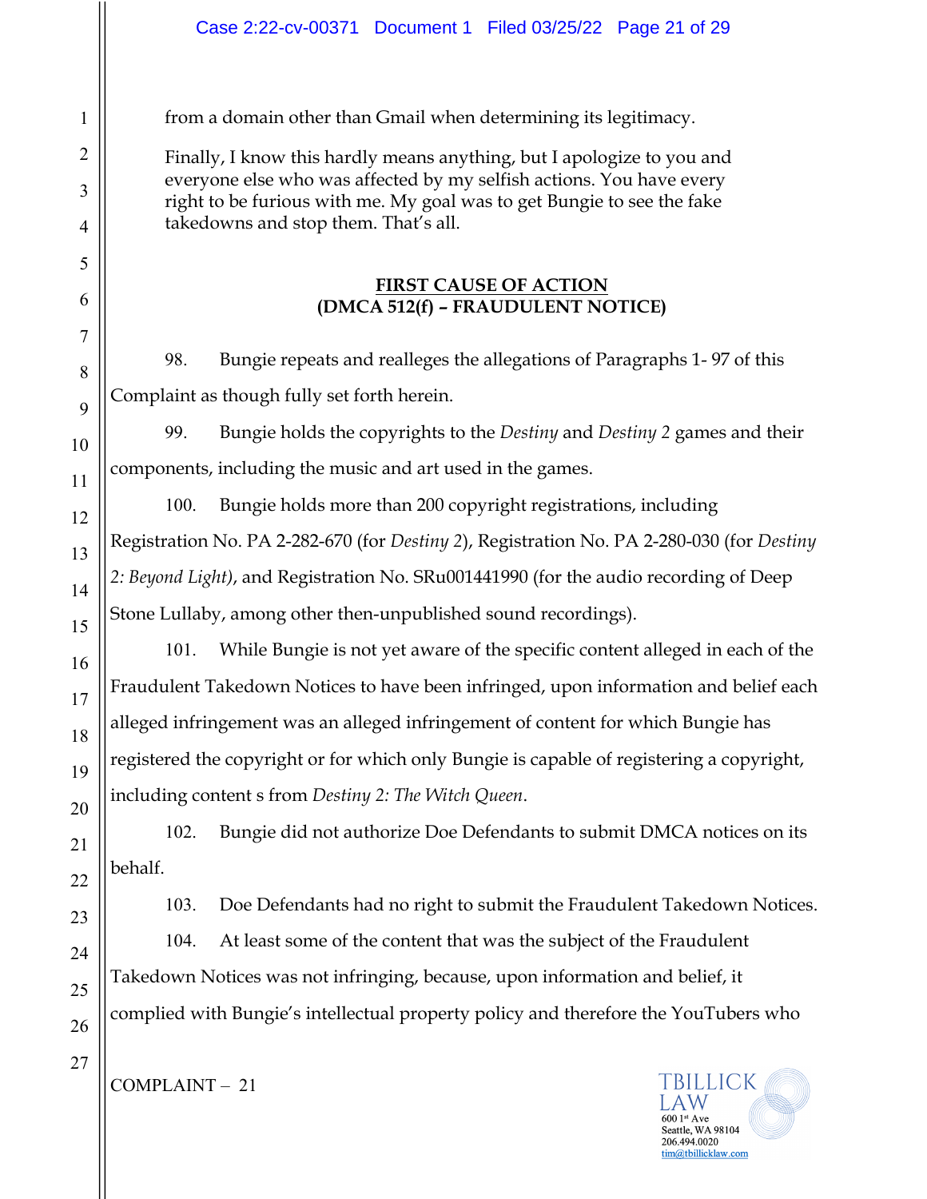from a domain other than Gmail when determining its legitimacy.

Finally, I know this hardly means anything, but I apologize to you and everyone else who was affected by my selfish actions. You have every right to be furious with me. My goal was to get Bungie to see the fake takedowns and stop them. That's all.

**FIRST CAUSE OF ACTION**
**(DMCA 512(f) – FRAUDULENT NOTICE)**

98. Bungie repeats and realleges the allegations of Paragraphs 1- 97 of this Complaint as though fully set forth herein.

99. Bungie holds the copyrights to the *Destiny* and *Destiny 2* games and their components, including the music and art used in the games.

100. Bungie holds more than 200 copyright registrations, including Registration No. PA 2-282-670 (for *Destiny 2*), Registration No. PA 2-280-030 (for *Destiny 2: Beyond Light)*, and Registration No. SRu001441990 (for the audio recording of Deep Stone Lullaby, among other then-unpublished sound recordings).

101. While Bungie is not yet aware of the specific content alleged in each of the Fraudulent Takedown Notices to have been infringed, upon information and belief each alleged infringement was an alleged infringement of content for which Bungie has registered the copyright or for which only Bungie is capable of registering a copyright, including content s from *Destiny 2: The Witch Queen*.

102. Bungie did not authorize Doe Defendants to submit DMCA notices on its behalf.

103. Doe Defendants had no right to submit the Fraudulent Takedown Notices.

104. At least some of the content that was the subject of the Fraudulent Takedown Notices was not infringing, because, upon information and belief, it complied with Bungie's intellectual property policy and therefore the YouTubers who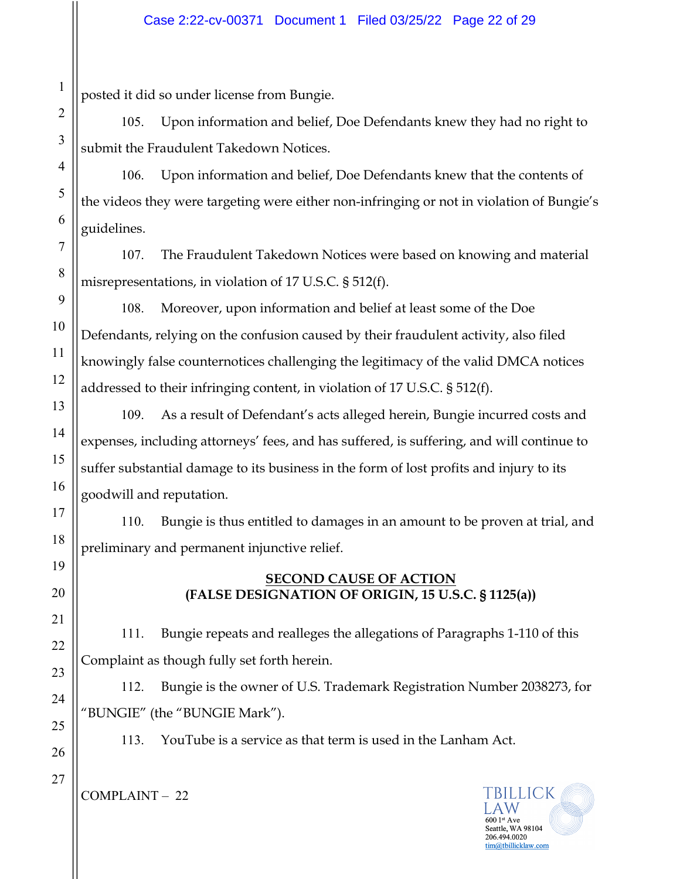posted it did so under license from Bungie.

105. Upon information and belief, Doe Defendants knew they had no right to submit the Fraudulent Takedown Notices.

106. Upon information and belief, Doe Defendants knew that the contents of the videos they were targeting were either non-infringing or not in violation of Bungie's guidelines.

107. The Fraudulent Takedown Notices were based on knowing and material misrepresentations, in violation of 17 U.S.C. § 512(f).

108. Moreover, upon information and belief at least some of the Doe Defendants, relying on the confusion caused by their fraudulent activity, also filed knowingly false counternotices challenging the legitimacy of the valid DMCA notices addressed to their infringing content, in violation of 17 U.S.C. § 512(f).

109. As a result of Defendant's acts alleged herein, Bungie incurred costs and expenses, including attorneys' fees, and has suffered, is suffering, and will continue to suffer substantial damage to its business in the form of lost profits and injury to its goodwill and reputation.

110. Bungie is thus entitled to damages in an amount to be proven at trial, and preliminary and permanent injunctive relief.

## SECOND CAUSE OF ACTION
## (FALSE DESIGNATION OF ORIGIN, 15 U.S.C. § 1125(a))

111. Bungie repeats and realleges the allegations of Paragraphs 1-110 of this Complaint as though fully set forth herein.

112. Bungie is the owner of U.S. Trademark Registration Number 2038273, for "BUNGIE" (the "BUNGIE Mark").

113. YouTube is a service as that term is used in the Lanham Act.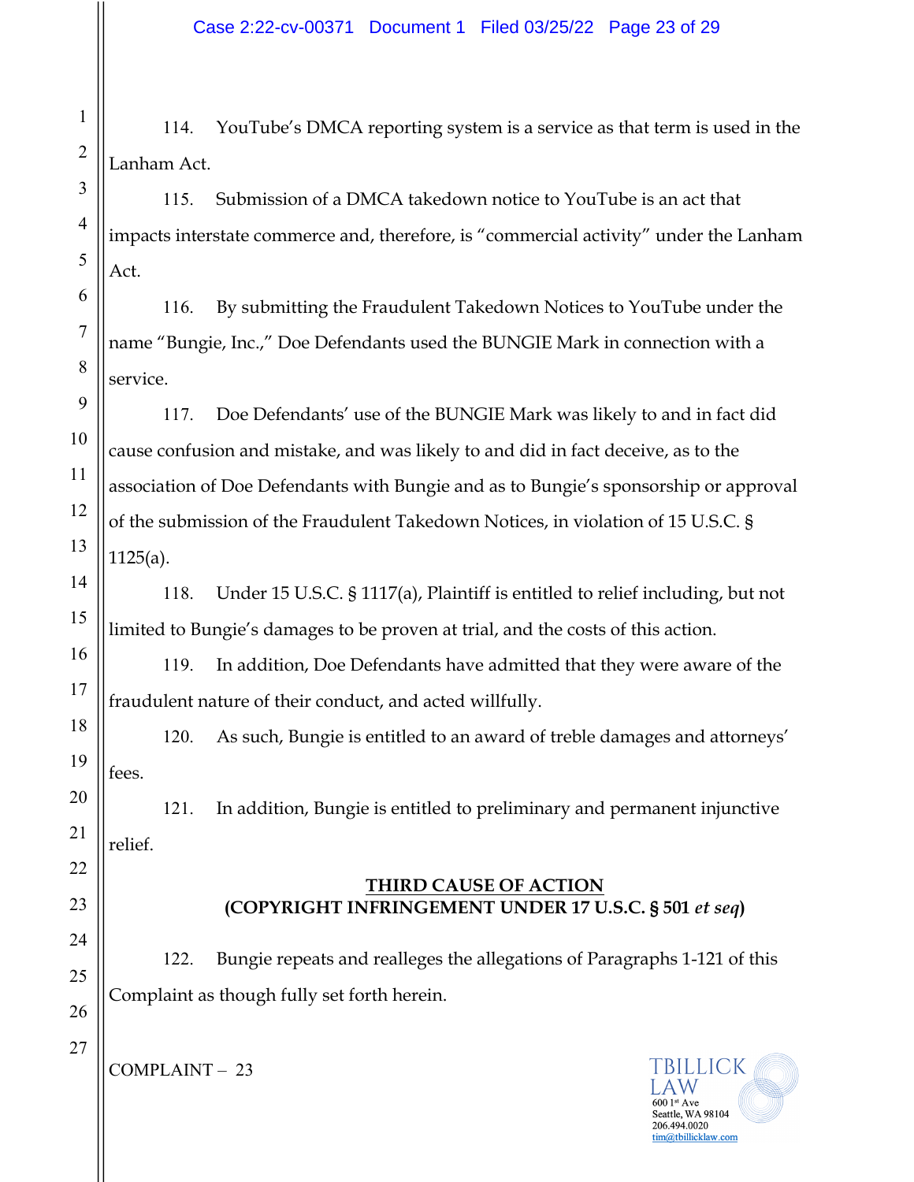114. YouTube's DMCA reporting system is a service as that term is used in the Lanham Act.

115. Submission of a DMCA takedown notice to YouTube is an act that impacts interstate commerce and, therefore, is "commercial activity" under the Lanham Act.

116. By submitting the Fraudulent Takedown Notices to YouTube under the name "Bungie, Inc.," Doe Defendants used the BUNGIE Mark in connection with a service.

117. Doe Defendants' use of the BUNGIE Mark was likely to and in fact did cause confusion and mistake, and was likely to and did in fact deceive, as to the association of Doe Defendants with Bungie and as to Bungie's sponsorship or approval of the submission of the Fraudulent Takedown Notices, in violation of 15 U.S.C. § 1125(a).

118. Under 15 U.S.C. § 1117(a), Plaintiff is entitled to relief including, but not limited to Bungie's damages to be proven at trial, and the costs of this action.

119. In addition, Doe Defendants have admitted that they were aware of the fraudulent nature of their conduct, and acted willfully.

120. As such, Bungie is entitled to an award of treble damages and attorneys' fees.

121. In addition, Bungie is entitled to preliminary and permanent injunctive relief.

**THIRD CAUSE OF ACTION**
**(COPYRIGHT INFRINGEMENT UNDER 17 U.S.C. § 501 *et seq*)**

122. Bungie repeats and realleges the allegations of Paragraphs 1-121 of this Complaint as though fully set forth herein.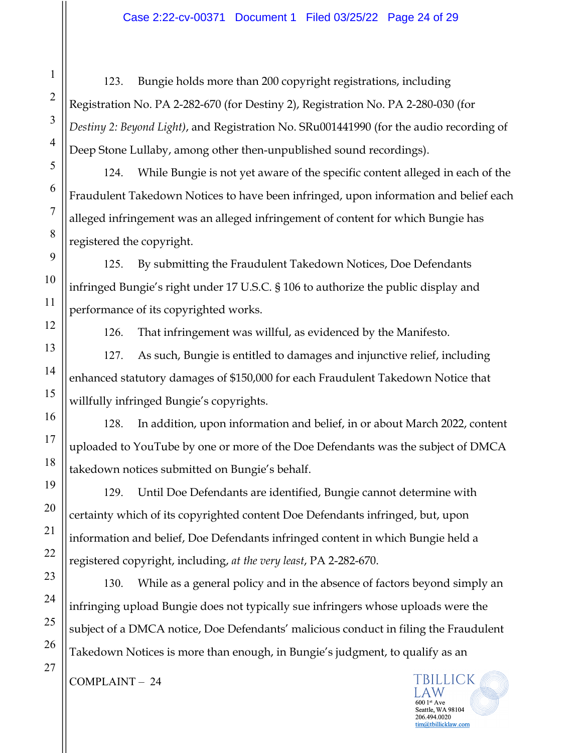123. Bungie holds more than 200 copyright registrations, including Registration No. PA 2-282-670 (for Destiny 2), Registration No. PA 2-280-030 (for *Destiny 2: Beyond Light)*, and Registration No. SRu001441990 (for the audio recording of Deep Stone Lullaby, among other then-unpublished sound recordings).

124. While Bungie is not yet aware of the specific content alleged in each of the Fraudulent Takedown Notices to have been infringed, upon information and belief each alleged infringement was an alleged infringement of content for which Bungie has registered the copyright.

125. By submitting the Fraudulent Takedown Notices, Doe Defendants infringed Bungie's right under 17 U.S.C. § 106 to authorize the public display and performance of its copyrighted works.

126. That infringement was willful, as evidenced by the Manifesto.

127. As such, Bungie is entitled to damages and injunctive relief, including enhanced statutory damages of $150,000 for each Fraudulent Takedown Notice that willfully infringed Bungie's copyrights.

128. In addition, upon information and belief, in or about March 2022, content uploaded to YouTube by one or more of the Doe Defendants was the subject of DMCA takedown notices submitted on Bungie's behalf.

129. Until Doe Defendants are identified, Bungie cannot determine with certainty which of its copyrighted content Doe Defendants infringed, but, upon information and belief, Doe Defendants infringed content in which Bungie held a registered copyright, including, *at the very least*, PA 2-282-670.

130. While as a general policy and in the absence of factors beyond simply an infringing upload Bungie does not typically sue infringers whose uploads were the subject of a DMCA notice, Doe Defendants' malicious conduct in filing the Fraudulent Takedown Notices is more than enough, in Bungie's judgment, to qualify as an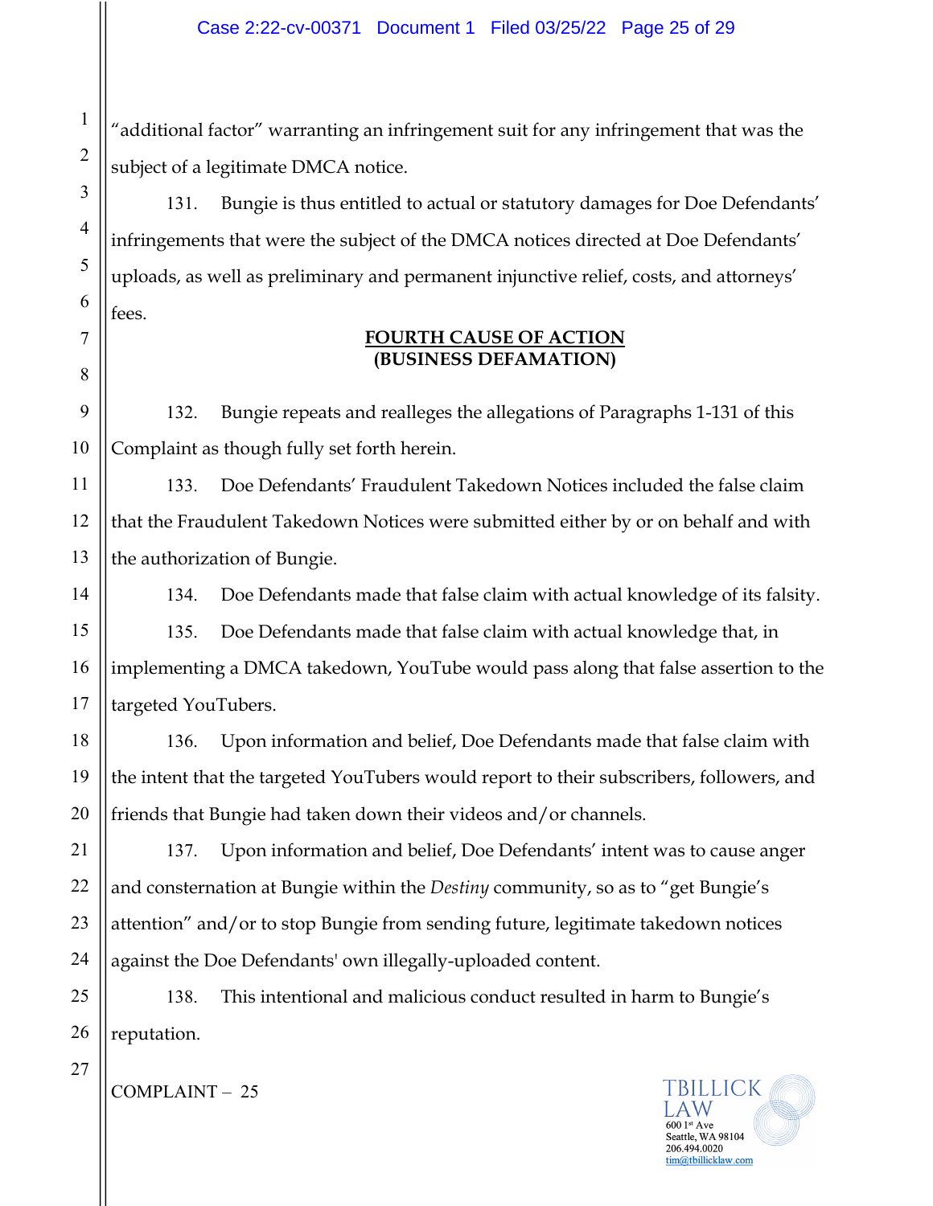"additional factor" warranting an infringement suit for any infringement that was the subject of a legitimate DMCA notice.

131. Bungie is thus entitled to actual or statutory damages for Doe Defendants' infringements that were the subject of the DMCA notices directed at Doe Defendants' uploads, as well as preliminary and permanent injunctive relief, costs, and attorneys' fees.

## FOURTH CAUSE OF ACTION
## (BUSINESS DEFAMATION)

132. Bungie repeats and realleges the allegations of Paragraphs 1-131 of this Complaint as though fully set forth herein.

133. Doe Defendants' Fraudulent Takedown Notices included the false claim that the Fraudulent Takedown Notices were submitted either by or on behalf and with the authorization of Bungie.

134. Doe Defendants made that false claim with actual knowledge of its falsity.

135. Doe Defendants made that false claim with actual knowledge that, in implementing a DMCA takedown, YouTube would pass along that false assertion to the targeted YouTubers.

136. Upon information and belief, Doe Defendants made that false claim with the intent that the targeted YouTubers would report to their subscribers, followers, and friends that Bungie had taken down their videos and/or channels.

137. Upon information and belief, Doe Defendants' intent was to cause anger and consternation at Bungie within the *Destiny* community, so as to "get Bungie's attention" and/or to stop Bungie from sending future, legitimate takedown notices against the Doe Defendants' own illegally-uploaded content.

138. This intentional and malicious conduct resulted in harm to Bungie's reputation.

COMPLAINT – 25

TBILLICK LAW
600 1st Ave
Seattle, WA 98104
206.494.0020
tim@tbillicklaw.com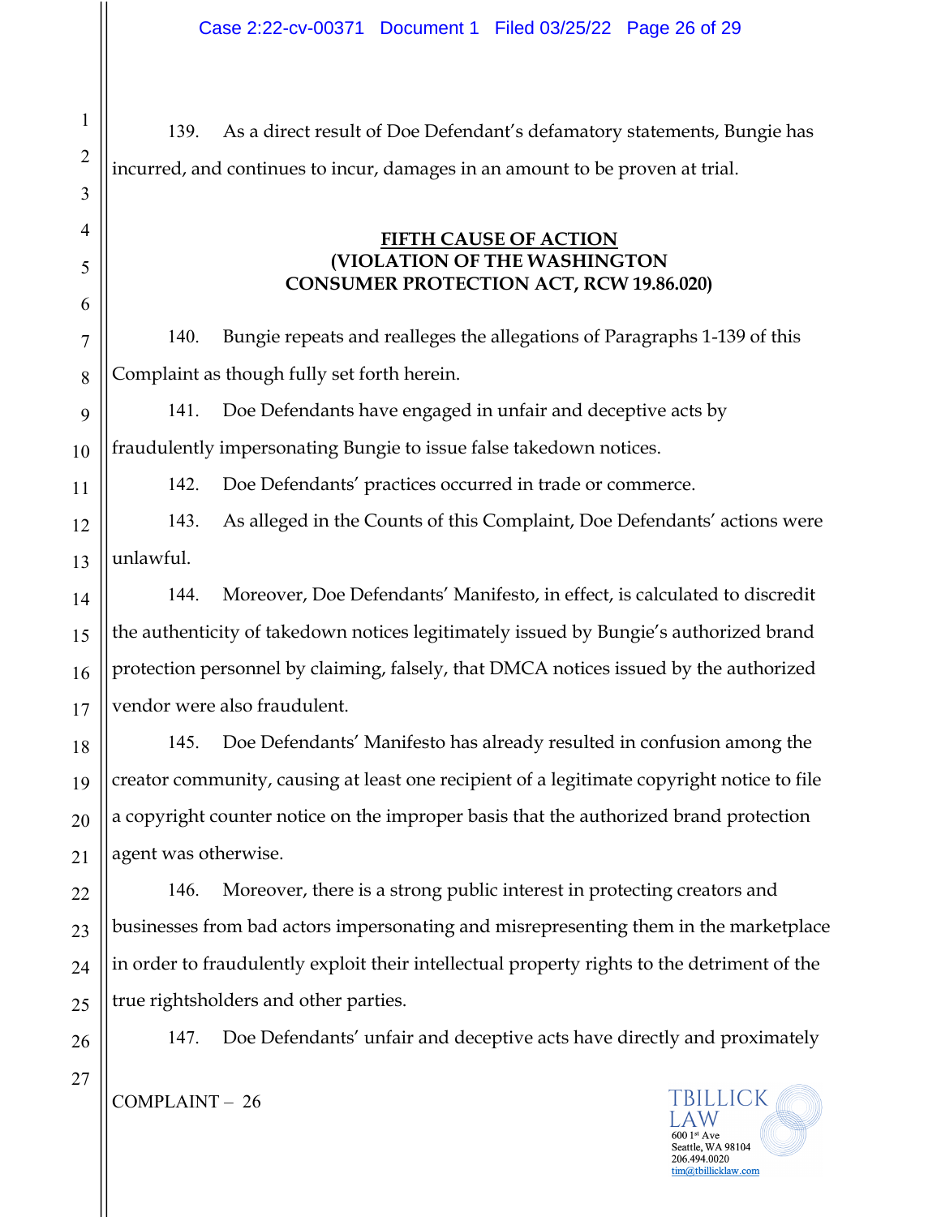139. As a direct result of Doe Defendant's defamatory statements, Bungie has incurred, and continues to incur, damages in an amount to be proven at trial.

**FIFTH CAUSE OF ACTION**
**(VIOLATION OF THE WASHINGTON CONSUMER PROTECTION ACT, RCW 19.86.020)**

140. Bungie repeats and realleges the allegations of Paragraphs 1-139 of this Complaint as though fully set forth herein.

141. Doe Defendants have engaged in unfair and deceptive acts by fraudulently impersonating Bungie to issue false takedown notices.

142. Doe Defendants' practices occurred in trade or commerce.

143. As alleged in the Counts of this Complaint, Doe Defendants' actions were unlawful.

144. Moreover, Doe Defendants' Manifesto, in effect, is calculated to discredit the authenticity of takedown notices legitimately issued by Bungie's authorized brand protection personnel by claiming, falsely, that DMCA notices issued by the authorized vendor were also fraudulent.

145. Doe Defendants' Manifesto has already resulted in confusion among the creator community, causing at least one recipient of a legitimate copyright notice to file a copyright counter notice on the improper basis that the authorized brand protection agent was otherwise.

146. Moreover, there is a strong public interest in protecting creators and businesses from bad actors impersonating and misrepresenting them in the marketplace in order to fraudulently exploit their intellectual property rights to the detriment of the true rightsholders and other parties.

147. Doe Defendants' unfair and deceptive acts have directly and proximately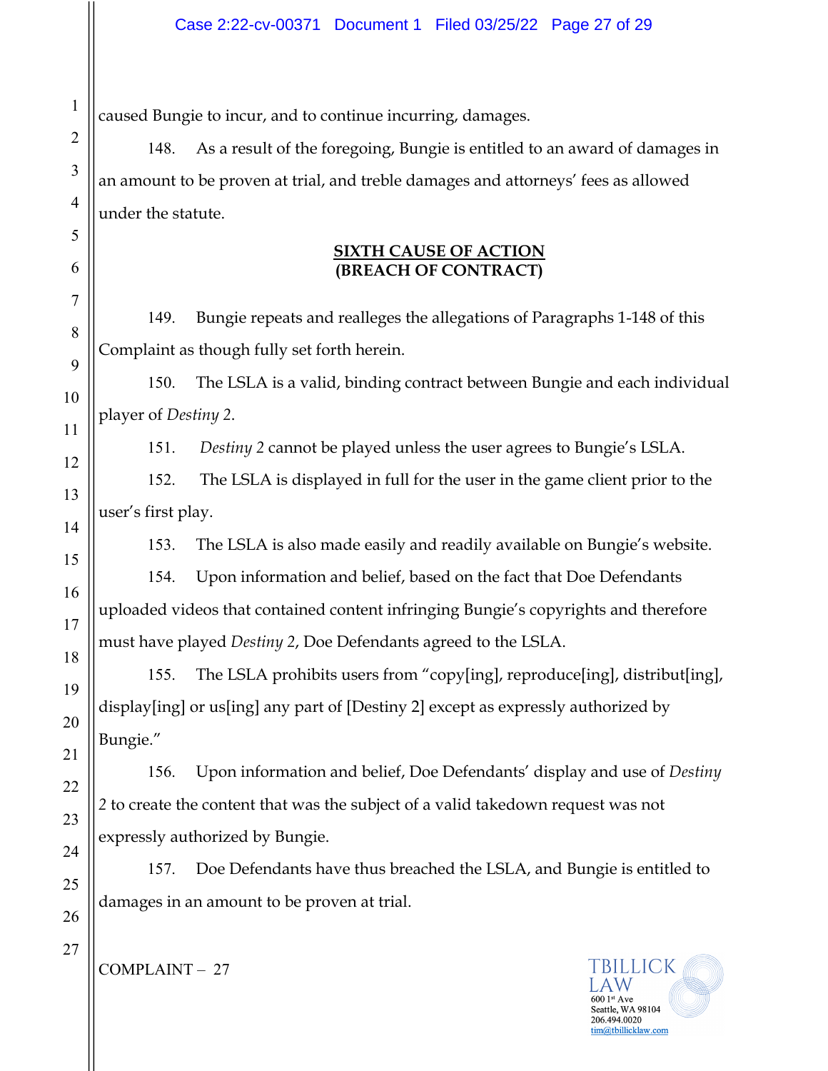caused Bungie to incur, and to continue incurring, damages.

148. As a result of the foregoing, Bungie is entitled to an award of damages in an amount to be proven at trial, and treble damages and attorneys' fees as allowed under the statute.

**SIXTH CAUSE OF ACTION**
**(BREACH OF CONTRACT)**

149. Bungie repeats and realleges the allegations of Paragraphs 1-148 of this Complaint as though fully set forth herein.

150. The LSLA is a valid, binding contract between Bungie and each individual player of *Destiny 2*.

151. *Destiny 2* cannot be played unless the user agrees to Bungie's LSLA.

152. The LSLA is displayed in full for the user in the game client prior to the user's first play.

153. The LSLA is also made easily and readily available on Bungie's website.

154. Upon information and belief, based on the fact that Doe Defendants uploaded videos that contained content infringing Bungie's copyrights and therefore must have played *Destiny 2*, Doe Defendants agreed to the LSLA.

155. The LSLA prohibits users from "copy[ing], reproduce[ing], distribut[ing], display[ing] or us[ing] any part of [Destiny 2] except as expressly authorized by Bungie."

156. Upon information and belief, Doe Defendants' display and use of *Destiny 2* to create the content that was the subject of a valid takedown request was not expressly authorized by Bungie.

157. Doe Defendants have thus breached the LSLA, and Bungie is entitled to damages in an amount to be proven at trial.

COMPLAINT – 27

TBILLICK LAW
600 1st Ave
Seattle, WA 98104
206.494.0020
tim@tbillicklaw.com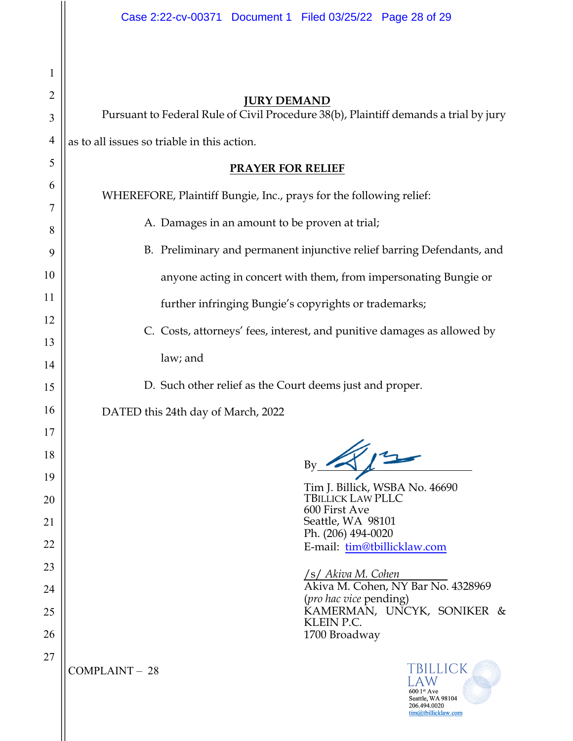## JURY DEMAND

Pursuant to Federal Rule of Civil Procedure 38(b), Plaintiff demands a trial by jury as to all issues so triable in this action.

## PRAYER FOR RELIEF

WHEREFORE, Plaintiff Bungie, Inc., prays for the following relief:

A. Damages in an amount to be proven at trial;

B. Preliminary and permanent injunctive relief barring Defendants, and anyone acting in concert with them, from impersonating Bungie or further infringing Bungie's copyrights or trademarks;

C. Costs, attorneys' fees, interest, and punitive damages as allowed by law; and

D. Such other relief as the Court deems just and proper.

DATED this 24th day of March, 2022

By ______________________

Tim J. Billick, WSBA No. 46690
TBILLICK LAW PLLC
600 First Ave
Seattle, WA 98101
Ph. (206) 494-0020
E-mail: tim@tbillicklaw.com

/s/ *Akiva M. Cohen*
Akiva M. Cohen, NY Bar No. 4328969
(*pro hac vice* pending)
KAMERMAN, UNCYK, SONIKER & KLEIN P.C.
1700 Broadway

COMPLAINT – 28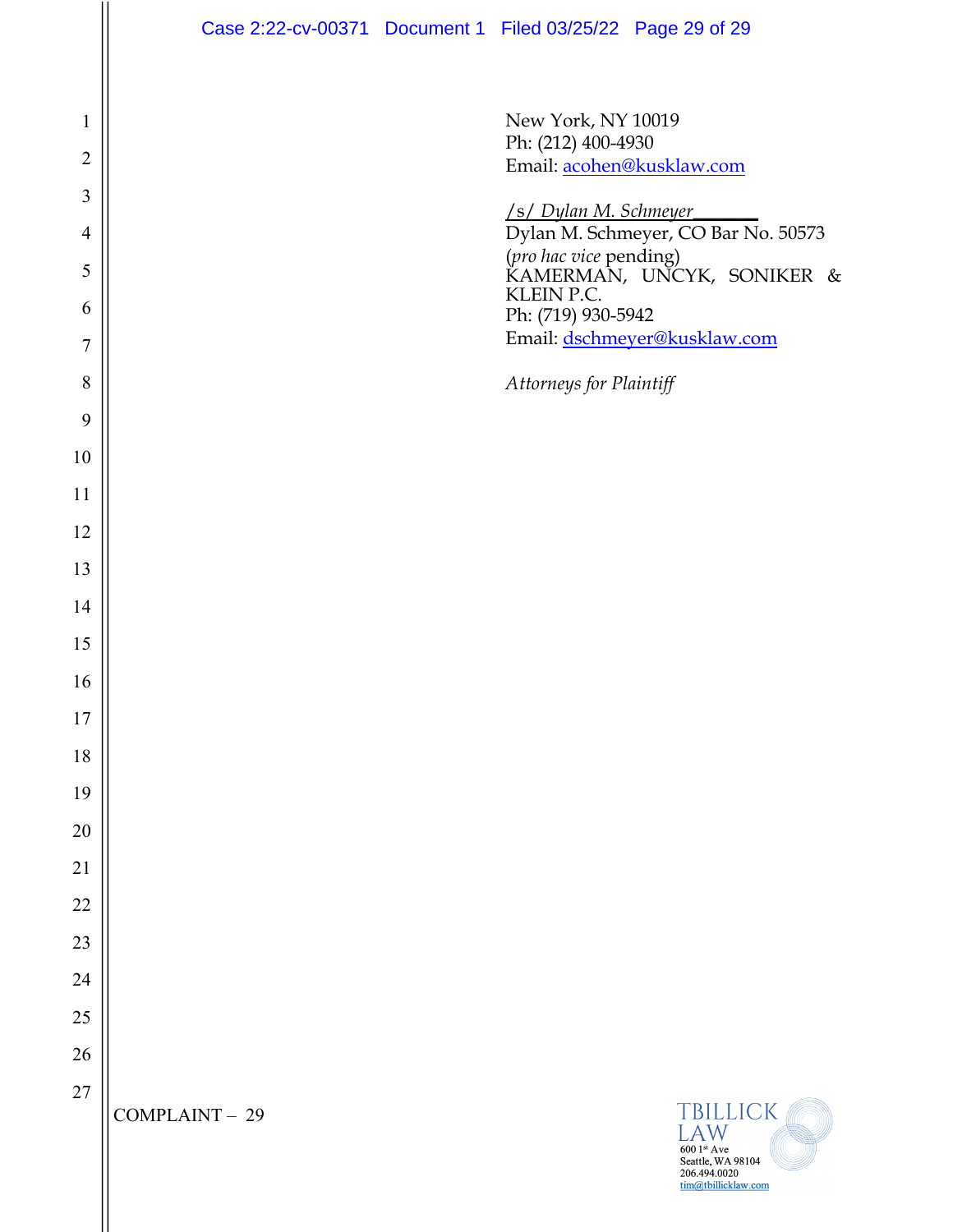New York, NY 10019
Ph: (212) 400-4930
Email: acohen@kusklaw.com

/s/ *Dylan M. Schmeyer*_______
Dylan M. Schmeyer, CO Bar No. 50573
(*pro hac vice* pending)
KAMERMAN, UNCYK, SONIKER & KLEIN P.C.
Ph: (719) 930-5942
Email: dschmeyer@kusklaw.com

*Attorneys for Plaintiff*

COMPLAINT – 29

TBILLICK LAW
600 1st Ave
Seattle, WA 98104
206.494.0020
tim@tbillicklaw.com